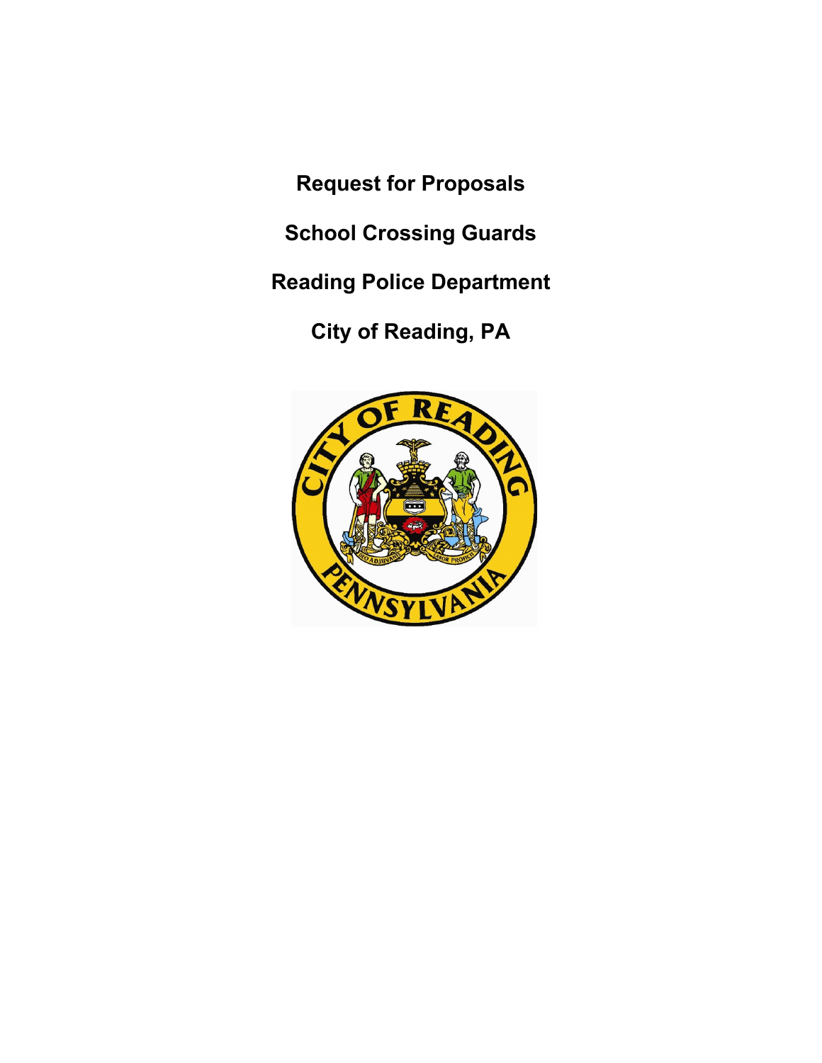# Request for Proposals

# School Crossing Guards

# Reading Police Department

# City of Reading, PA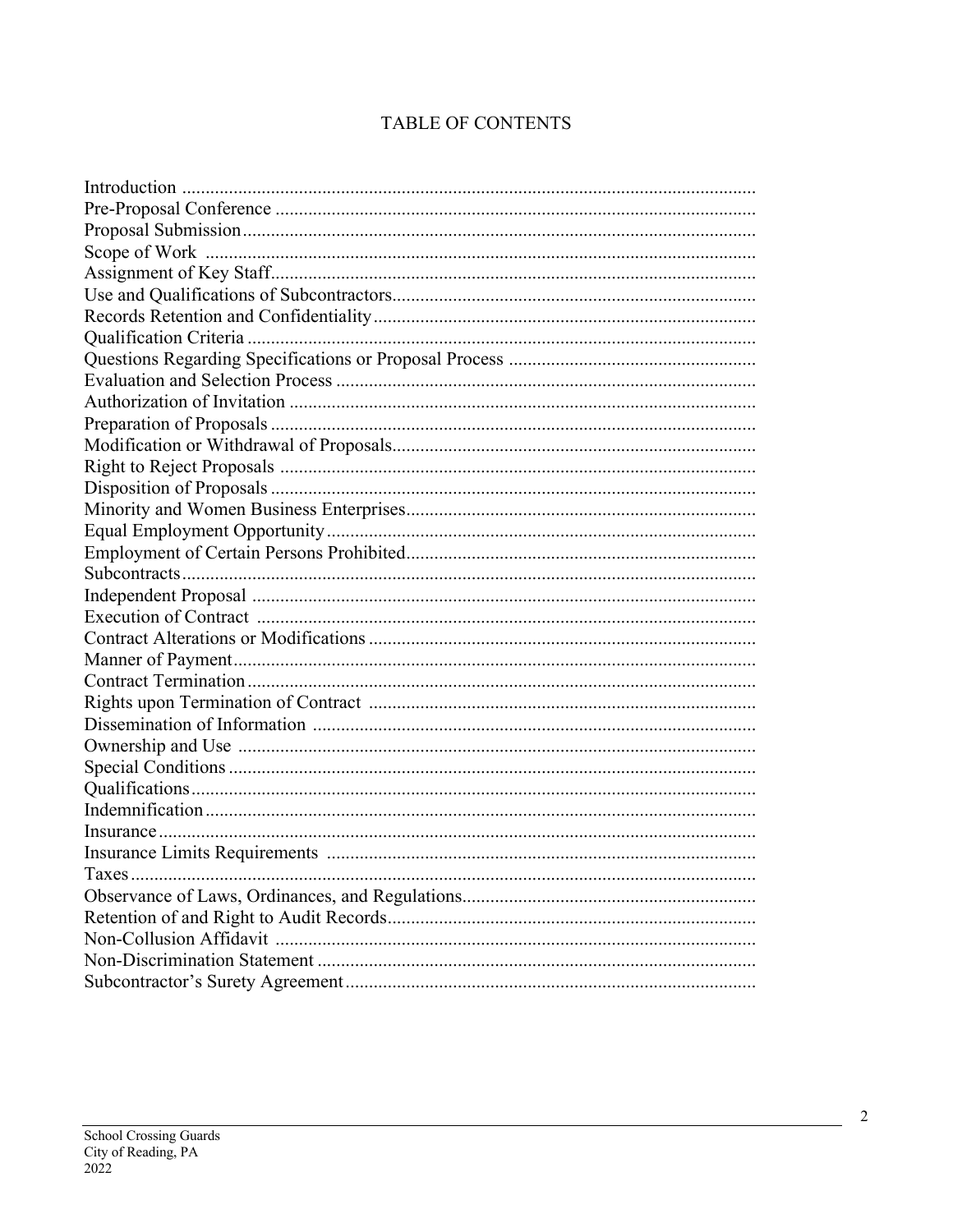# TABLE OF CONTENTS

- Introduction
- Pre-Proposal Conference
- Proposal Submission
- Scope of Work
- Assignment of Key Staff
- Use and Qualifications of Subcontractors
- Records Retention and Confidentiality
- Qualification Criteria
- Questions Regarding Specifications or Proposal Process
- Evaluation and Selection Process
- Authorization of Invitation
- Preparation of Proposals
- Modification or Withdrawal of Proposals
- Right to Reject Proposals
- Disposition of Proposals
- Minority and Women Business Enterprises
- Equal Employment Opportunity
- Employment of Certain Persons Prohibited
- Subcontracts
- Independent Proposal
- Execution of Contract
- Contract Alterations or Modifications
- Manner of Payment
- Contract Termination
- Rights upon Termination of Contract
- Dissemination of Information
- Ownership and Use
- Special Conditions
- Qualifications
- Indemnification
- Insurance
- Insurance Limits Requirements
- Taxes
- Observance of Laws, Ordinances, and Regulations
- Retention of and Right to Audit Records
- Non-Collusion Affidavit
- Non-Discrimination Statement
- Subcontractor's Surety Agreement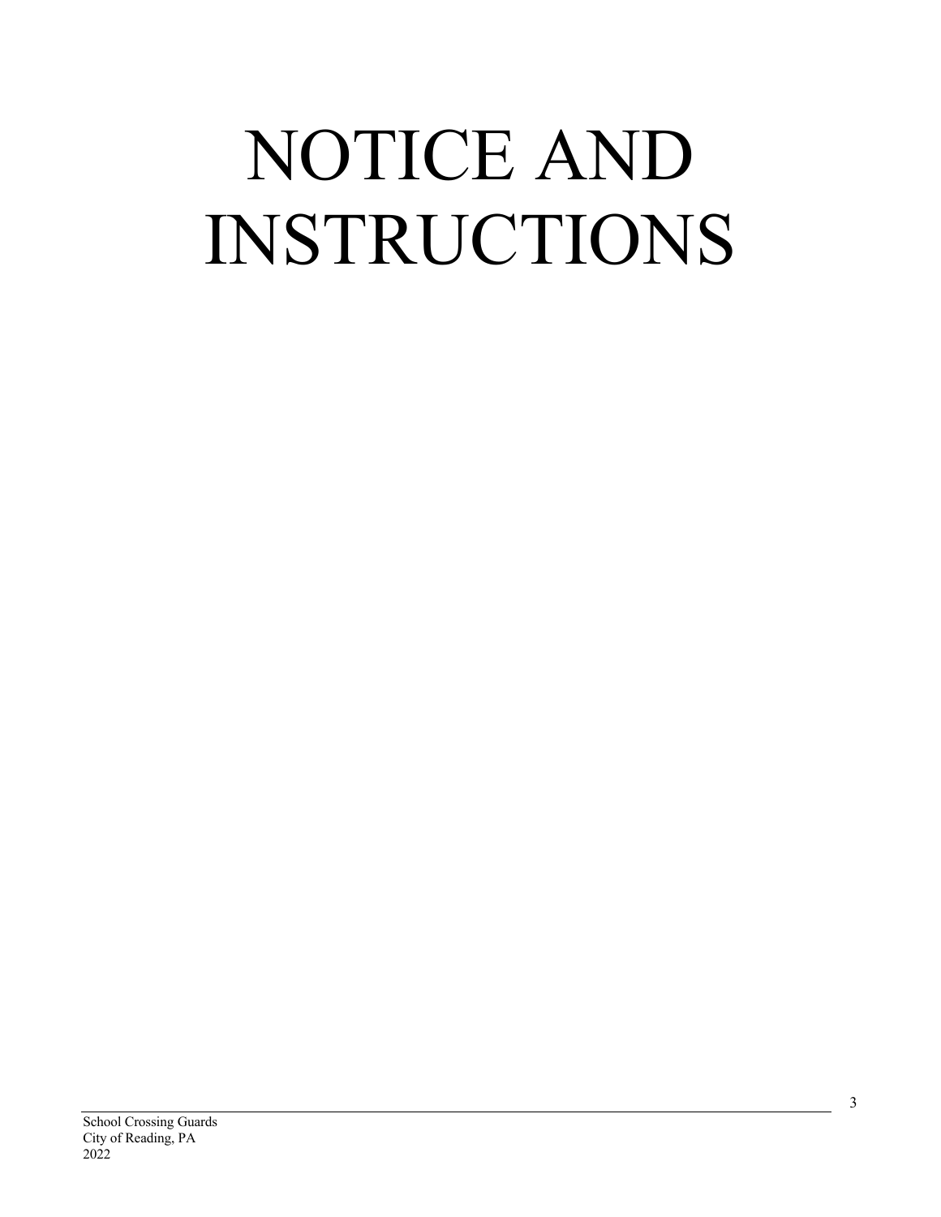# NOTICE AND INSTRUCTIONS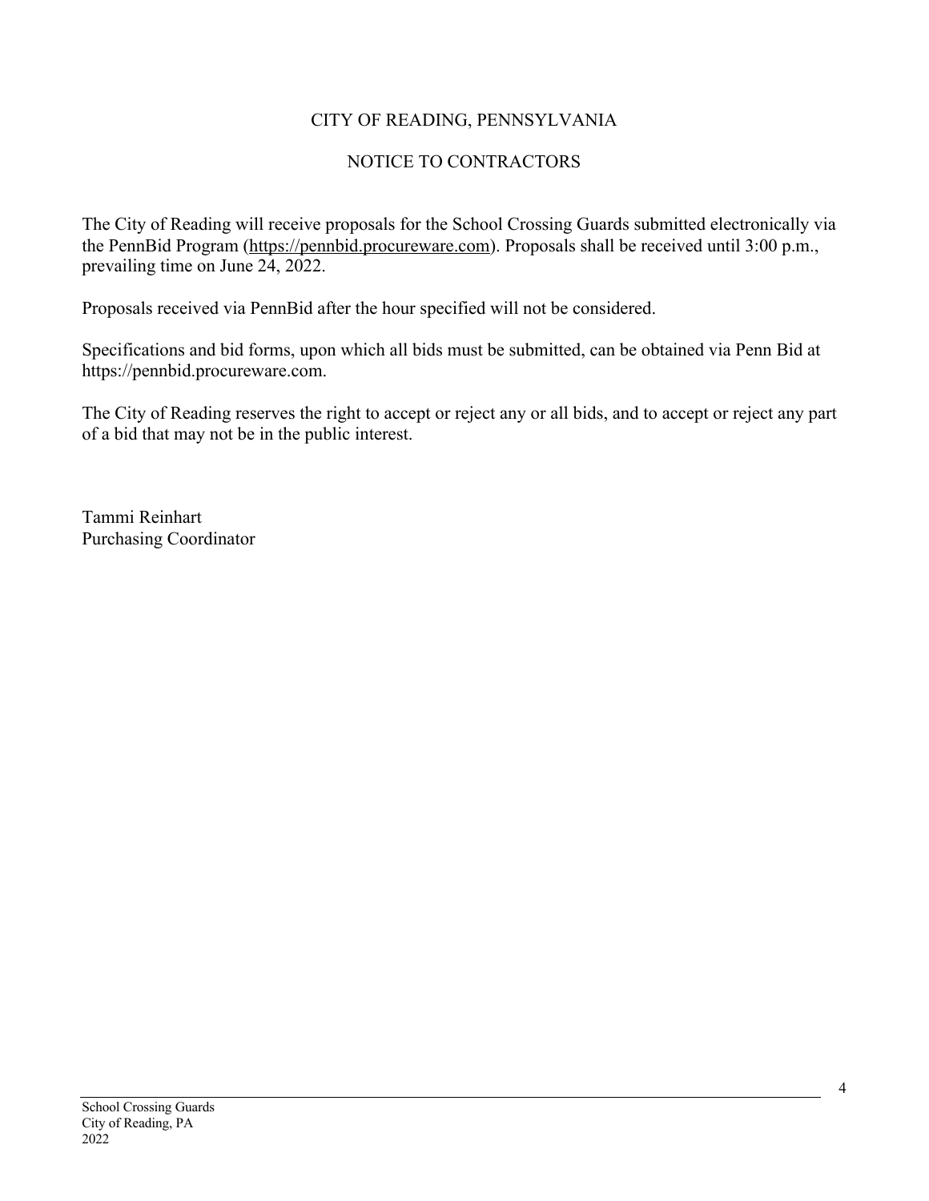# CITY OF READING, PENNSYLVANIA

## NOTICE TO CONTRACTORS

The City of Reading will receive proposals for the School Crossing Guards submitted electronically via the PennBid Program (https://pennbid.procureware.com). Proposals shall be received until 3:00 p.m., prevailing time on June 24, 2022.

Proposals received via PennBid after the hour specified will not be considered.

Specifications and bid forms, upon which all bids must be submitted, can be obtained via Penn Bid at https://pennbid.procureware.com.

The City of Reading reserves the right to accept or reject any or all bids, and to accept or reject any part of a bid that may not be in the public interest.

Tammi Reinhart
Purchasing Coordinator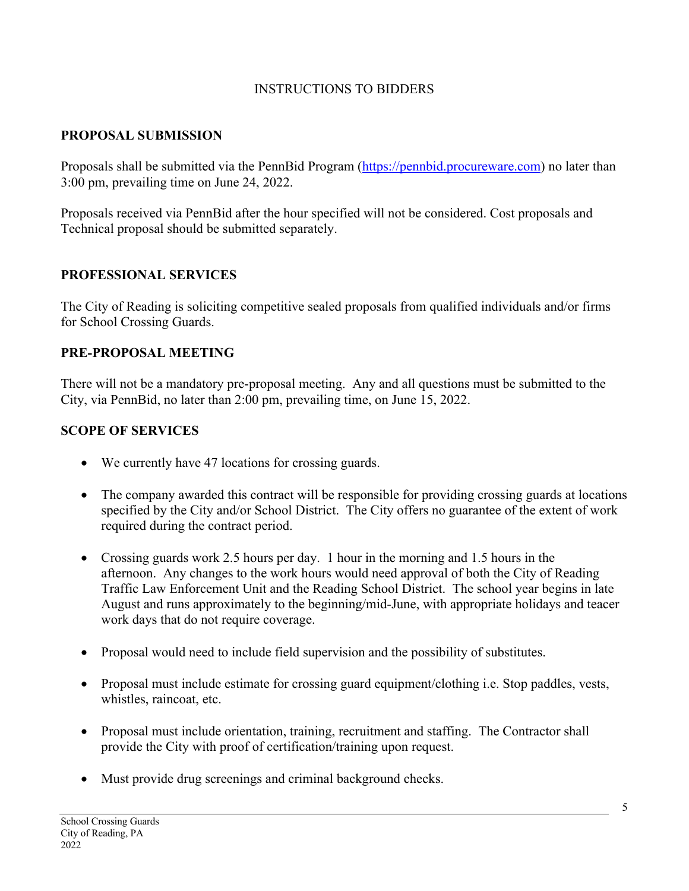INSTRUCTIONS TO BIDDERS

**PROPOSAL SUBMISSION**

Proposals shall be submitted via the PennBid Program (https://pennbid.procureware.com) no later than 3:00 pm, prevailing time on June 24, 2022.

Proposals received via PennBid after the hour specified will not be considered. Cost proposals and Technical proposal should be submitted separately.

**PROFESSIONAL SERVICES**

The City of Reading is soliciting competitive sealed proposals from qualified individuals and/or firms for School Crossing Guards.

**PRE-PROPOSAL MEETING**

There will not be a mandatory pre-proposal meeting. Any and all questions must be submitted to the City, via PennBid, no later than 2:00 pm, prevailing time, on June 15, 2022.

**SCOPE OF SERVICES**

- We currently have 47 locations for crossing guards.
- The company awarded this contract will be responsible for providing crossing guards at locations specified by the City and/or School District. The City offers no guarantee of the extent of work required during the contract period.
- Crossing guards work 2.5 hours per day. 1 hour in the morning and 1.5 hours in the afternoon. Any changes to the work hours would need approval of both the City of Reading Traffic Law Enforcement Unit and the Reading School District. The school year begins in late August and runs approximately to the beginning/mid-June, with appropriate holidays and teacer work days that do not require coverage.
- Proposal would need to include field supervision and the possibility of substitutes.
- Proposal must include estimate for crossing guard equipment/clothing i.e. Stop paddles, vests, whistles, raincoat, etc.
- Proposal must include orientation, training, recruitment and staffing. The Contractor shall provide the City with proof of certification/training upon request.
- Must provide drug screenings and criminal background checks.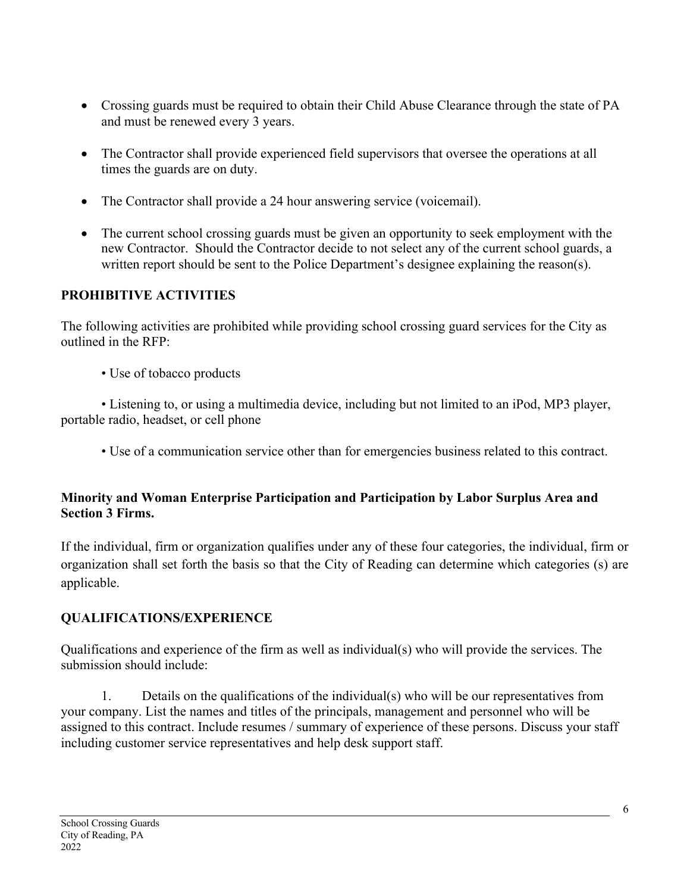- Crossing guards must be required to obtain their Child Abuse Clearance through the state of PA and must be renewed every 3 years.
- The Contractor shall provide experienced field supervisors that oversee the operations at all times the guards are on duty.
- The Contractor shall provide a 24 hour answering service (voicemail).
- The current school crossing guards must be given an opportunity to seek employment with the new Contractor. Should the Contractor decide to not select any of the current school guards, a written report should be sent to the Police Department's designee explaining the reason(s).

**PROHIBITIVE ACTIVITIES**

The following activities are prohibited while providing school crossing guard services for the City as outlined in the RFP:

- Use of tobacco products
- Listening to, or using a multimedia device, including but not limited to an iPod, MP3 player, portable radio, headset, or cell phone
- Use of a communication service other than for emergencies business related to this contract.

**Minority and Woman Enterprise Participation and Participation by Labor Surplus Area and Section 3 Firms.**

If the individual, firm or organization qualifies under any of these four categories, the individual, firm or organization shall set forth the basis so that the City of Reading can determine which categories (s) are applicable.

**QUALIFICATIONS/EXPERIENCE**

Qualifications and experience of the firm as well as individual(s) who will provide the services. The submission should include:

1. Details on the qualifications of the individual(s) who will be our representatives from your company. List the names and titles of the principals, management and personnel who will be assigned to this contract. Include resumes / summary of experience of these persons. Discuss your staff including customer service representatives and help desk support staff.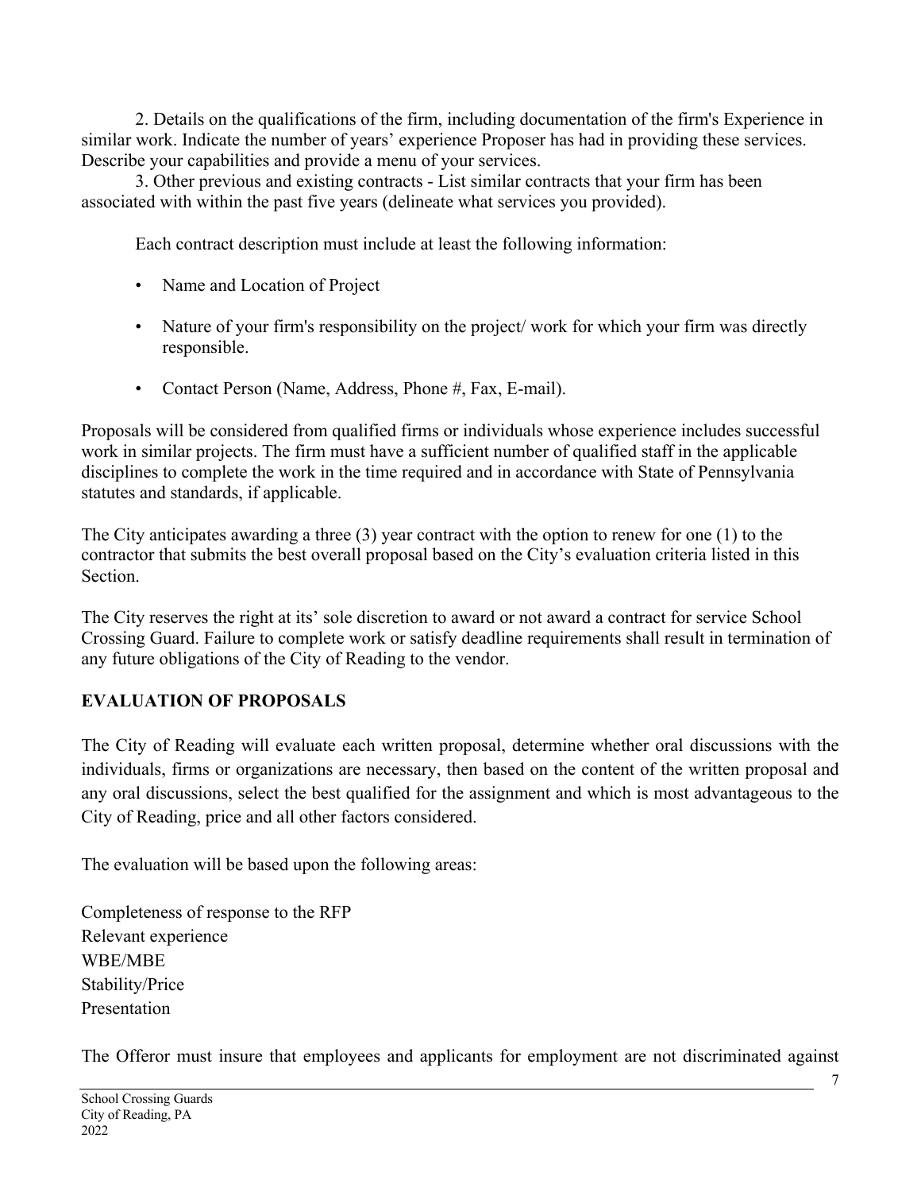2. Details on the qualifications of the firm, including documentation of the firm's Experience in similar work. Indicate the number of years' experience Proposer has had in providing these services. Describe your capabilities and provide a menu of your services.

3. Other previous and existing contracts - List similar contracts that your firm has been associated with within the past five years (delineate what services you provided).

Each contract description must include at least the following information:

- Name and Location of Project
- Nature of your firm's responsibility on the project/ work for which your firm was directly responsible.
- Contact Person (Name, Address, Phone #, Fax, E-mail).

Proposals will be considered from qualified firms or individuals whose experience includes successful work in similar projects. The firm must have a sufficient number of qualified staff in the applicable disciplines to complete the work in the time required and in accordance with State of Pennsylvania statutes and standards, if applicable.

The City anticipates awarding a three (3) year contract with the option to renew for one (1) to the contractor that submits the best overall proposal based on the City's evaluation criteria listed in this Section.

The City reserves the right at its' sole discretion to award or not award a contract for service School Crossing Guard. Failure to complete work or satisfy deadline requirements shall result in termination of any future obligations of the City of Reading to the vendor.

**EVALUATION OF PROPOSALS**

The City of Reading will evaluate each written proposal, determine whether oral discussions with the individuals, firms or organizations are necessary, then based on the content of the written proposal and any oral discussions, select the best qualified for the assignment and which is most advantageous to the City of Reading, price and all other factors considered.

The evaluation will be based upon the following areas:

Completeness of response to the RFP
Relevant experience
WBE/MBE
Stability/Price
Presentation

The Offeror must insure that employees and applicants for employment are not discriminated against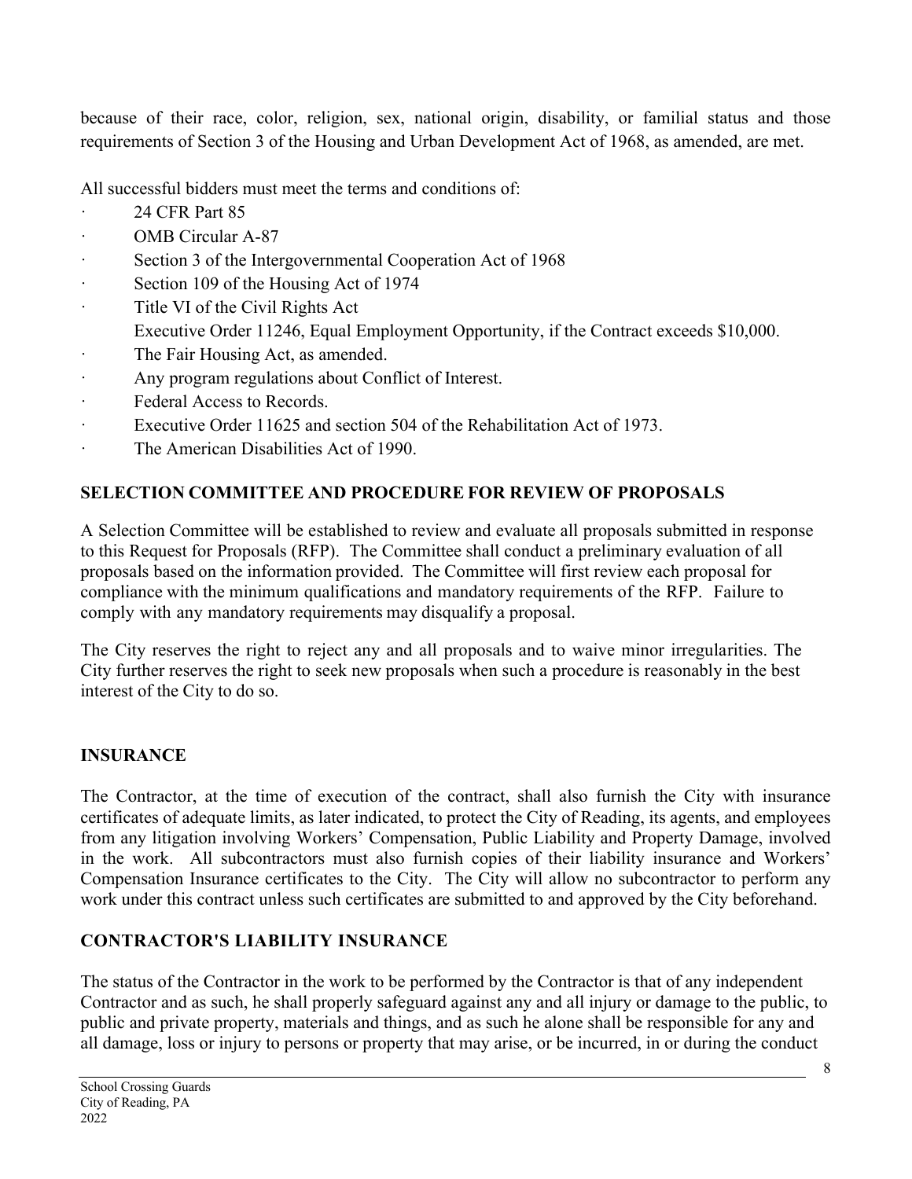because of their race, color, religion, sex, national origin, disability, or familial status and those requirements of Section 3 of the Housing and Urban Development Act of 1968, as amended, are met.

All successful bidders must meet the terms and conditions of:

- 24 CFR Part 85
- OMB Circular A-87
- Section 3 of the Intergovernmental Cooperation Act of 1968
- Section 109 of the Housing Act of 1974
- Title VI of the Civil Rights Act
  Executive Order 11246, Equal Employment Opportunity, if the Contract exceeds $10,000.
- The Fair Housing Act, as amended.
- Any program regulations about Conflict of Interest.
- Federal Access to Records.
- Executive Order 11625 and section 504 of the Rehabilitation Act of 1973.
- The American Disabilities Act of 1990.

## SELECTION COMMITTEE AND PROCEDURE FOR REVIEW OF PROPOSALS

A Selection Committee will be established to review and evaluate all proposals submitted in response to this Request for Proposals (RFP). The Committee shall conduct a preliminary evaluation of all proposals based on the information provided. The Committee will first review each proposal for compliance with the minimum qualifications and mandatory requirements of the RFP. Failure to comply with any mandatory requirements may disqualify a proposal.

The City reserves the right to reject any and all proposals and to waive minor irregularities. The City further reserves the right to seek new proposals when such a procedure is reasonably in the best interest of the City to do so.

## INSURANCE

The Contractor, at the time of execution of the contract, shall also furnish the City with insurance certificates of adequate limits, as later indicated, to protect the City of Reading, its agents, and employees from any litigation involving Workers' Compensation, Public Liability and Property Damage, involved in the work. All subcontractors must also furnish copies of their liability insurance and Workers' Compensation Insurance certificates to the City. The City will allow no subcontractor to perform any work under this contract unless such certificates are submitted to and approved by the City beforehand.

## CONTRACTOR'S LIABILITY INSURANCE

The status of the Contractor in the work to be performed by the Contractor is that of any independent Contractor and as such, he shall properly safeguard against any and all injury or damage to the public, to public and private property, materials and things, and as such he alone shall be responsible for any and all damage, loss or injury to persons or property that may arise, or be incurred, in or during the conduct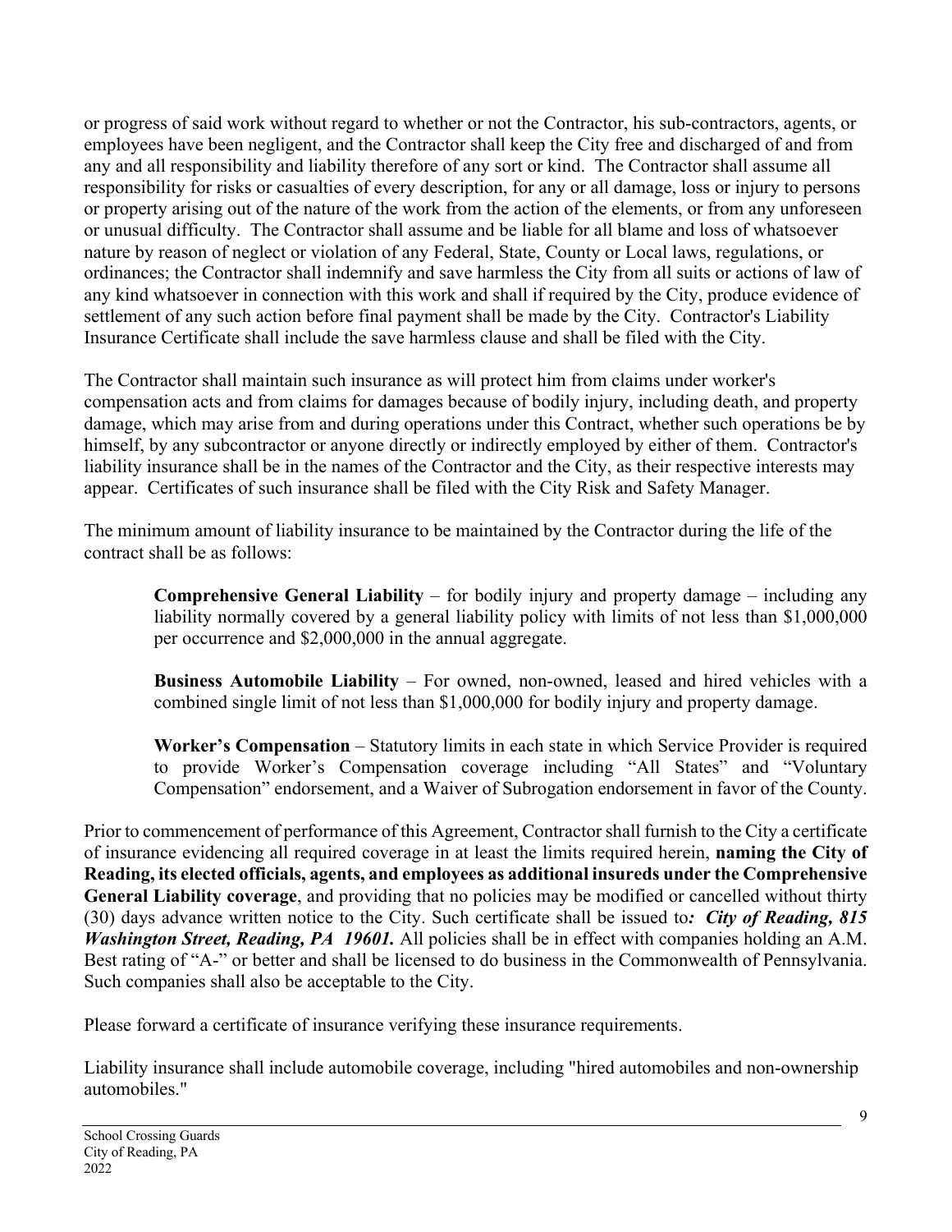or progress of said work without regard to whether or not the Contractor, his sub-contractors, agents, or employees have been negligent, and the Contractor shall keep the City free and discharged of and from any and all responsibility and liability therefore of any sort or kind. The Contractor shall assume all responsibility for risks or casualties of every description, for any or all damage, loss or injury to persons or property arising out of the nature of the work from the action of the elements, or from any unforeseen or unusual difficulty. The Contractor shall assume and be liable for all blame and loss of whatsoever nature by reason of neglect or violation of any Federal, State, County or Local laws, regulations, or ordinances; the Contractor shall indemnify and save harmless the City from all suits or actions of law of any kind whatsoever in connection with this work and shall if required by the City, produce evidence of settlement of any such action before final payment shall be made by the City. Contractor's Liability Insurance Certificate shall include the save harmless clause and shall be filed with the City.

The Contractor shall maintain such insurance as will protect him from claims under worker's compensation acts and from claims for damages because of bodily injury, including death, and property damage, which may arise from and during operations under this Contract, whether such operations be by himself, by any subcontractor or anyone directly or indirectly employed by either of them. Contractor's liability insurance shall be in the names of the Contractor and the City, as their respective interests may appear. Certificates of such insurance shall be filed with the City Risk and Safety Manager.

The minimum amount of liability insurance to be maintained by the Contractor during the life of the contract shall be as follows:

> **Comprehensive General Liability** – for bodily injury and property damage – including any liability normally covered by a general liability policy with limits of not less than $1,000,000 per occurrence and $2,000,000 in the annual aggregate.
>
> **Business Automobile Liability** – For owned, non-owned, leased and hired vehicles with a combined single limit of not less than $1,000,000 for bodily injury and property damage.
>
> **Worker's Compensation** – Statutory limits in each state in which Service Provider is required to provide Worker's Compensation coverage including "All States" and "Voluntary Compensation" endorsement, and a Waiver of Subrogation endorsement in favor of the County.

Prior to commencement of performance of this Agreement, Contractor shall furnish to the City a certificate of insurance evidencing all required coverage in at least the limits required herein, **naming the City of Reading, its elected officials, agents, and employees as additional insureds under the Comprehensive General Liability coverage**, and providing that no policies may be modified or cancelled without thirty (30) days advance written notice to the City. Such certificate shall be issued to***: City of Reading, 815 Washington Street, Reading, PA 19601.*** All policies shall be in effect with companies holding an A.M. Best rating of "A-" or better and shall be licensed to do business in the Commonwealth of Pennsylvania. Such companies shall also be acceptable to the City.

Please forward a certificate of insurance verifying these insurance requirements.

Liability insurance shall include automobile coverage, including "hired automobiles and non-ownership automobiles."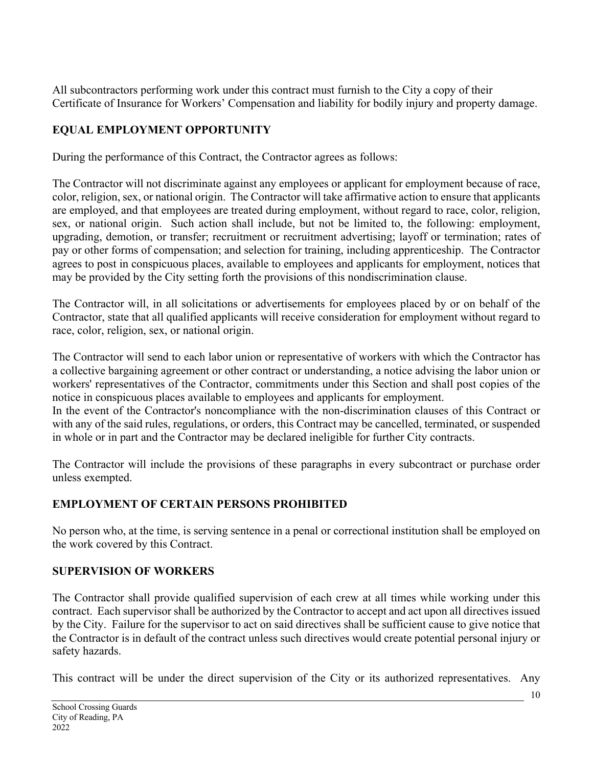All subcontractors performing work under this contract must furnish to the City a copy of their Certificate of Insurance for Workers' Compensation and liability for bodily injury and property damage.

## EQUAL EMPLOYMENT OPPORTUNITY

During the performance of this Contract, the Contractor agrees as follows:

The Contractor will not discriminate against any employees or applicant for employment because of race, color, religion, sex, or national origin. The Contractor will take affirmative action to ensure that applicants are employed, and that employees are treated during employment, without regard to race, color, religion, sex, or national origin. Such action shall include, but not be limited to, the following: employment, upgrading, demotion, or transfer; recruitment or recruitment advertising; layoff or termination; rates of pay or other forms of compensation; and selection for training, including apprenticeship. The Contractor agrees to post in conspicuous places, available to employees and applicants for employment, notices that may be provided by the City setting forth the provisions of this nondiscrimination clause.

The Contractor will, in all solicitations or advertisements for employees placed by or on behalf of the Contractor, state that all qualified applicants will receive consideration for employment without regard to race, color, religion, sex, or national origin.

The Contractor will send to each labor union or representative of workers with which the Contractor has a collective bargaining agreement or other contract or understanding, a notice advising the labor union or workers' representatives of the Contractor, commitments under this Section and shall post copies of the notice in conspicuous places available to employees and applicants for employment.
In the event of the Contractor's noncompliance with the non-discrimination clauses of this Contract or with any of the said rules, regulations, or orders, this Contract may be cancelled, terminated, or suspended in whole or in part and the Contractor may be declared ineligible for further City contracts.

The Contractor will include the provisions of these paragraphs in every subcontract or purchase order unless exempted.

## EMPLOYMENT OF CERTAIN PERSONS PROHIBITED

No person who, at the time, is serving sentence in a penal or correctional institution shall be employed on the work covered by this Contract.

## SUPERVISION OF WORKERS

The Contractor shall provide qualified supervision of each crew at all times while working under this contract. Each supervisor shall be authorized by the Contractor to accept and act upon all directives issued by the City. Failure for the supervisor to act on said directives shall be sufficient cause to give notice that the Contractor is in default of the contract unless such directives would create potential personal injury or safety hazards.

This contract will be under the direct supervision of the City or its authorized representatives. Any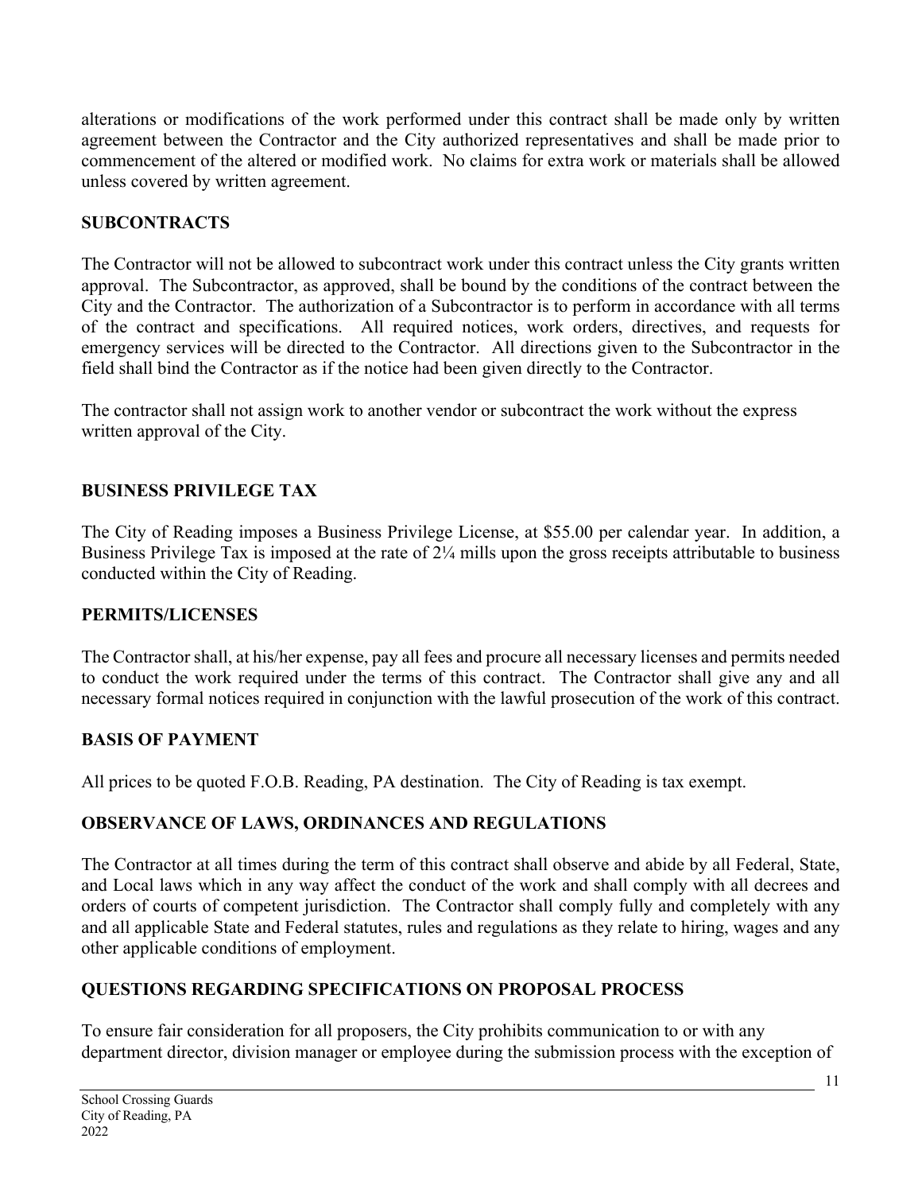alterations or modifications of the work performed under this contract shall be made only by written agreement between the Contractor and the City authorized representatives and shall be made prior to commencement of the altered or modified work. No claims for extra work or materials shall be allowed unless covered by written agreement.

## SUBCONTRACTS

The Contractor will not be allowed to subcontract work under this contract unless the City grants written approval. The Subcontractor, as approved, shall be bound by the conditions of the contract between the City and the Contractor. The authorization of a Subcontractor is to perform in accordance with all terms of the contract and specifications. All required notices, work orders, directives, and requests for emergency services will be directed to the Contractor. All directions given to the Subcontractor in the field shall bind the Contractor as if the notice had been given directly to the Contractor.

The contractor shall not assign work to another vendor or subcontract the work without the express written approval of the City.

## BUSINESS PRIVILEGE TAX

The City of Reading imposes a Business Privilege License, at $55.00 per calendar year. In addition, a Business Privilege Tax is imposed at the rate of 2¼ mills upon the gross receipts attributable to business conducted within the City of Reading.

## PERMITS/LICENSES

The Contractor shall, at his/her expense, pay all fees and procure all necessary licenses and permits needed to conduct the work required under the terms of this contract. The Contractor shall give any and all necessary formal notices required in conjunction with the lawful prosecution of the work of this contract.

## BASIS OF PAYMENT

All prices to be quoted F.O.B. Reading, PA destination. The City of Reading is tax exempt.

## OBSERVANCE OF LAWS, ORDINANCES AND REGULATIONS

The Contractor at all times during the term of this contract shall observe and abide by all Federal, State, and Local laws which in any way affect the conduct of the work and shall comply with all decrees and orders of courts of competent jurisdiction. The Contractor shall comply fully and completely with any and all applicable State and Federal statutes, rules and regulations as they relate to hiring, wages and any other applicable conditions of employment.

## QUESTIONS REGARDING SPECIFICATIONS ON PROPOSAL PROCESS

To ensure fair consideration for all proposers, the City prohibits communication to or with any department director, division manager or employee during the submission process with the exception of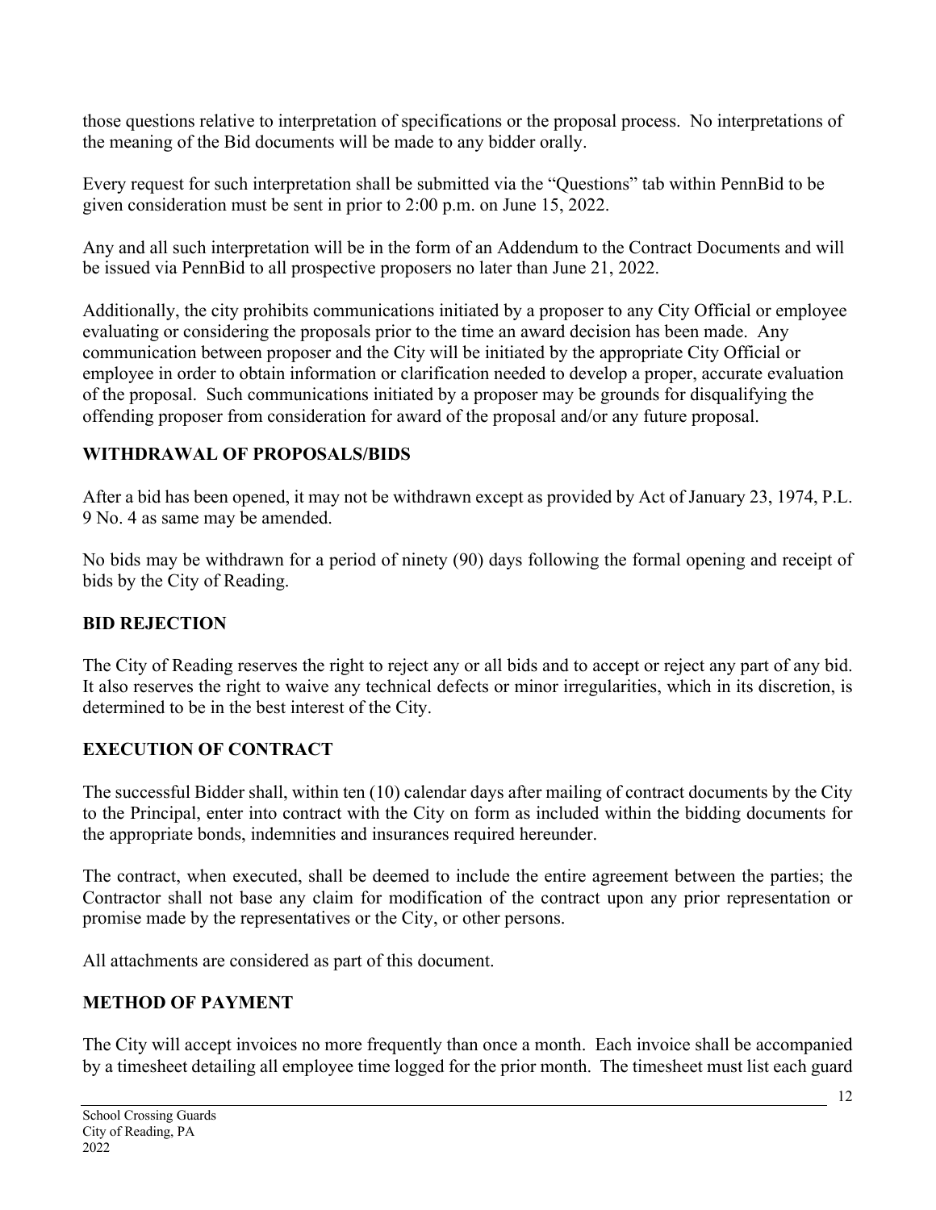those questions relative to interpretation of specifications or the proposal process. No interpretations of the meaning of the Bid documents will be made to any bidder orally.

Every request for such interpretation shall be submitted via the "Questions" tab within PennBid to be given consideration must be sent in prior to 2:00 p.m. on June 15, 2022.

Any and all such interpretation will be in the form of an Addendum to the Contract Documents and will be issued via PennBid to all prospective proposers no later than June 21, 2022.

Additionally, the city prohibits communications initiated by a proposer to any City Official or employee evaluating or considering the proposals prior to the time an award decision has been made. Any communication between proposer and the City will be initiated by the appropriate City Official or employee in order to obtain information or clarification needed to develop a proper, accurate evaluation of the proposal. Such communications initiated by a proposer may be grounds for disqualifying the offending proposer from consideration for award of the proposal and/or any future proposal.

**WITHDRAWAL OF PROPOSALS/BIDS**

After a bid has been opened, it may not be withdrawn except as provided by Act of January 23, 1974, P.L. 9 No. 4 as same may be amended.

No bids may be withdrawn for a period of ninety (90) days following the formal opening and receipt of bids by the City of Reading.

**BID REJECTION**

The City of Reading reserves the right to reject any or all bids and to accept or reject any part of any bid. It also reserves the right to waive any technical defects or minor irregularities, which in its discretion, is determined to be in the best interest of the City.

**EXECUTION OF CONTRACT**

The successful Bidder shall, within ten (10) calendar days after mailing of contract documents by the City to the Principal, enter into contract with the City on form as included within the bidding documents for the appropriate bonds, indemnities and insurances required hereunder.

The contract, when executed, shall be deemed to include the entire agreement between the parties; the Contractor shall not base any claim for modification of the contract upon any prior representation or promise made by the representatives or the City, or other persons.

All attachments are considered as part of this document.

**METHOD OF PAYMENT**

The City will accept invoices no more frequently than once a month. Each invoice shall be accompanied by a timesheet detailing all employee time logged for the prior month. The timesheet must list each guard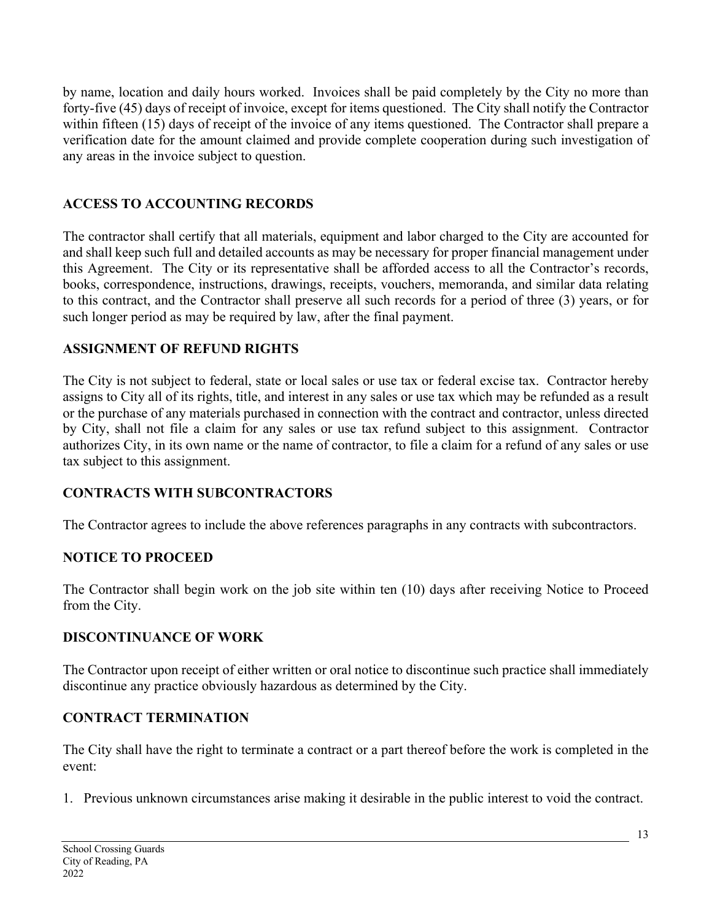by name, location and daily hours worked. Invoices shall be paid completely by the City no more than forty-five (45) days of receipt of invoice, except for items questioned. The City shall notify the Contractor within fifteen (15) days of receipt of the invoice of any items questioned. The Contractor shall prepare a verification date for the amount claimed and provide complete cooperation during such investigation of any areas in the invoice subject to question.

## ACCESS TO ACCOUNTING RECORDS

The contractor shall certify that all materials, equipment and labor charged to the City are accounted for and shall keep such full and detailed accounts as may be necessary for proper financial management under this Agreement. The City or its representative shall be afforded access to all the Contractor's records, books, correspondence, instructions, drawings, receipts, vouchers, memoranda, and similar data relating to this contract, and the Contractor shall preserve all such records for a period of three (3) years, or for such longer period as may be required by law, after the final payment.

## ASSIGNMENT OF REFUND RIGHTS

The City is not subject to federal, state or local sales or use tax or federal excise tax. Contractor hereby assigns to City all of its rights, title, and interest in any sales or use tax which may be refunded as a result or the purchase of any materials purchased in connection with the contract and contractor, unless directed by City, shall not file a claim for any sales or use tax refund subject to this assignment. Contractor authorizes City, in its own name or the name of contractor, to file a claim for a refund of any sales or use tax subject to this assignment.

## CONTRACTS WITH SUBCONTRACTORS

The Contractor agrees to include the above references paragraphs in any contracts with subcontractors.

## NOTICE TO PROCEED

The Contractor shall begin work on the job site within ten (10) days after receiving Notice to Proceed from the City.

## DISCONTINUANCE OF WORK

The Contractor upon receipt of either written or oral notice to discontinue such practice shall immediately discontinue any practice obviously hazardous as determined by the City.

## CONTRACT TERMINATION

The City shall have the right to terminate a contract or a part thereof before the work is completed in the event:

1. Previous unknown circumstances arise making it desirable in the public interest to void the contract.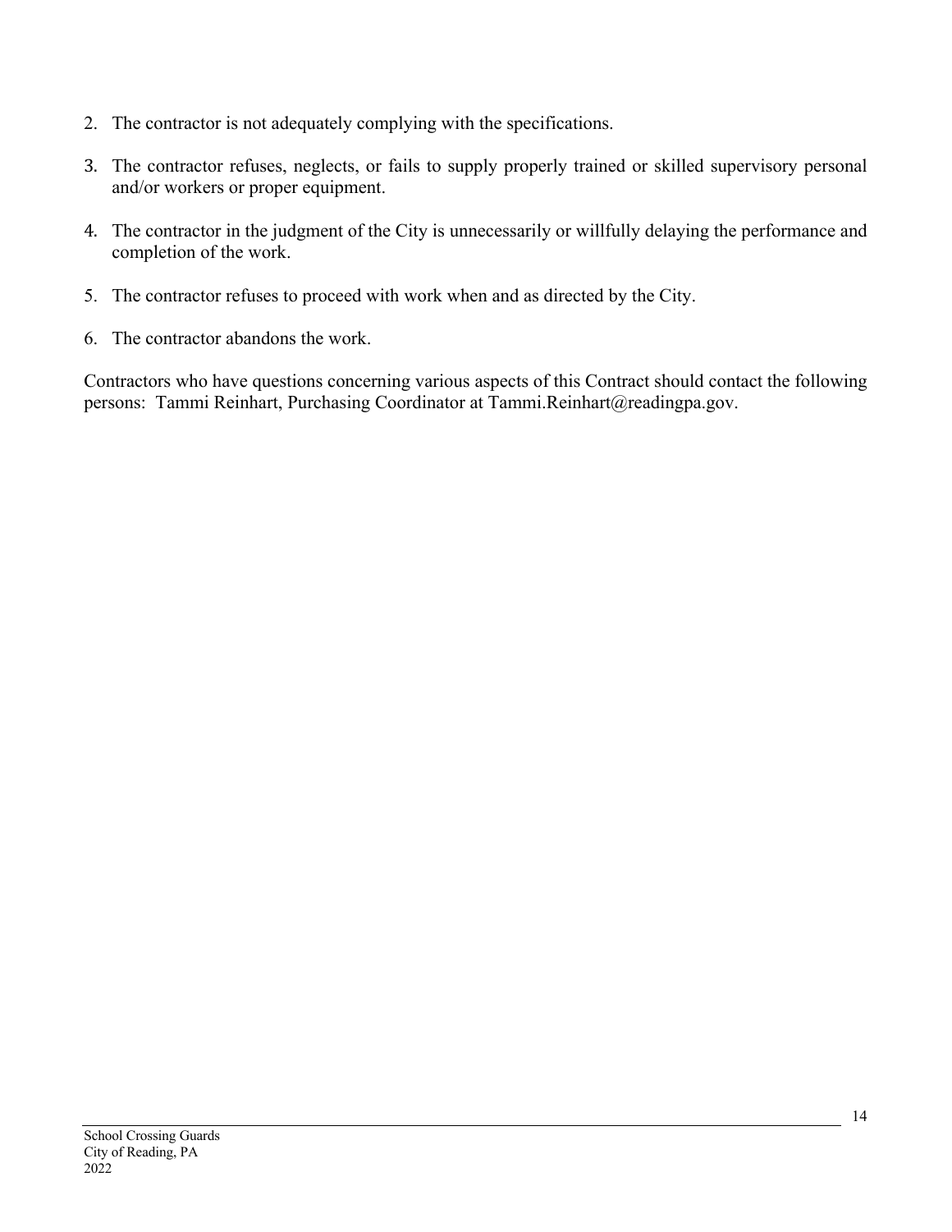2. The contractor is not adequately complying with the specifications.

3. The contractor refuses, neglects, or fails to supply properly trained or skilled supervisory personal and/or workers or proper equipment.

4. The contractor in the judgment of the City is unnecessarily or willfully delaying the performance and completion of the work.

5. The contractor refuses to proceed with work when and as directed by the City.

6. The contractor abandons the work.

Contractors who have questions concerning various aspects of this Contract should contact the following persons: Tammi Reinhart, Purchasing Coordinator at Tammi.Reinhart@readingpa.gov.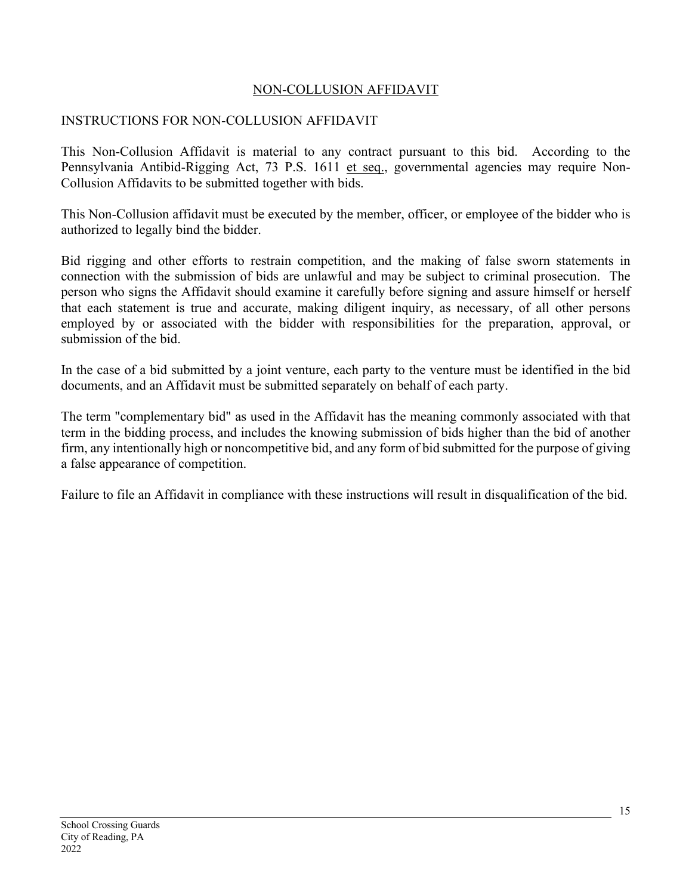# NON-COLLUSION AFFIDAVIT

## INSTRUCTIONS FOR NON-COLLUSION AFFIDAVIT

This Non-Collusion Affidavit is material to any contract pursuant to this bid. According to the Pennsylvania Antibid-Rigging Act, 73 P.S. 1611 et seq., governmental agencies may require Non-Collusion Affidavits to be submitted together with bids.

This Non-Collusion affidavit must be executed by the member, officer, or employee of the bidder who is authorized to legally bind the bidder.

Bid rigging and other efforts to restrain competition, and the making of false sworn statements in connection with the submission of bids are unlawful and may be subject to criminal prosecution. The person who signs the Affidavit should examine it carefully before signing and assure himself or herself that each statement is true and accurate, making diligent inquiry, as necessary, of all other persons employed by or associated with the bidder with responsibilities for the preparation, approval, or submission of the bid.

In the case of a bid submitted by a joint venture, each party to the venture must be identified in the bid documents, and an Affidavit must be submitted separately on behalf of each party.

The term "complementary bid" as used in the Affidavit has the meaning commonly associated with that term in the bidding process, and includes the knowing submission of bids higher than the bid of another firm, any intentionally high or noncompetitive bid, and any form of bid submitted for the purpose of giving a false appearance of competition.

Failure to file an Affidavit in compliance with these instructions will result in disqualification of the bid.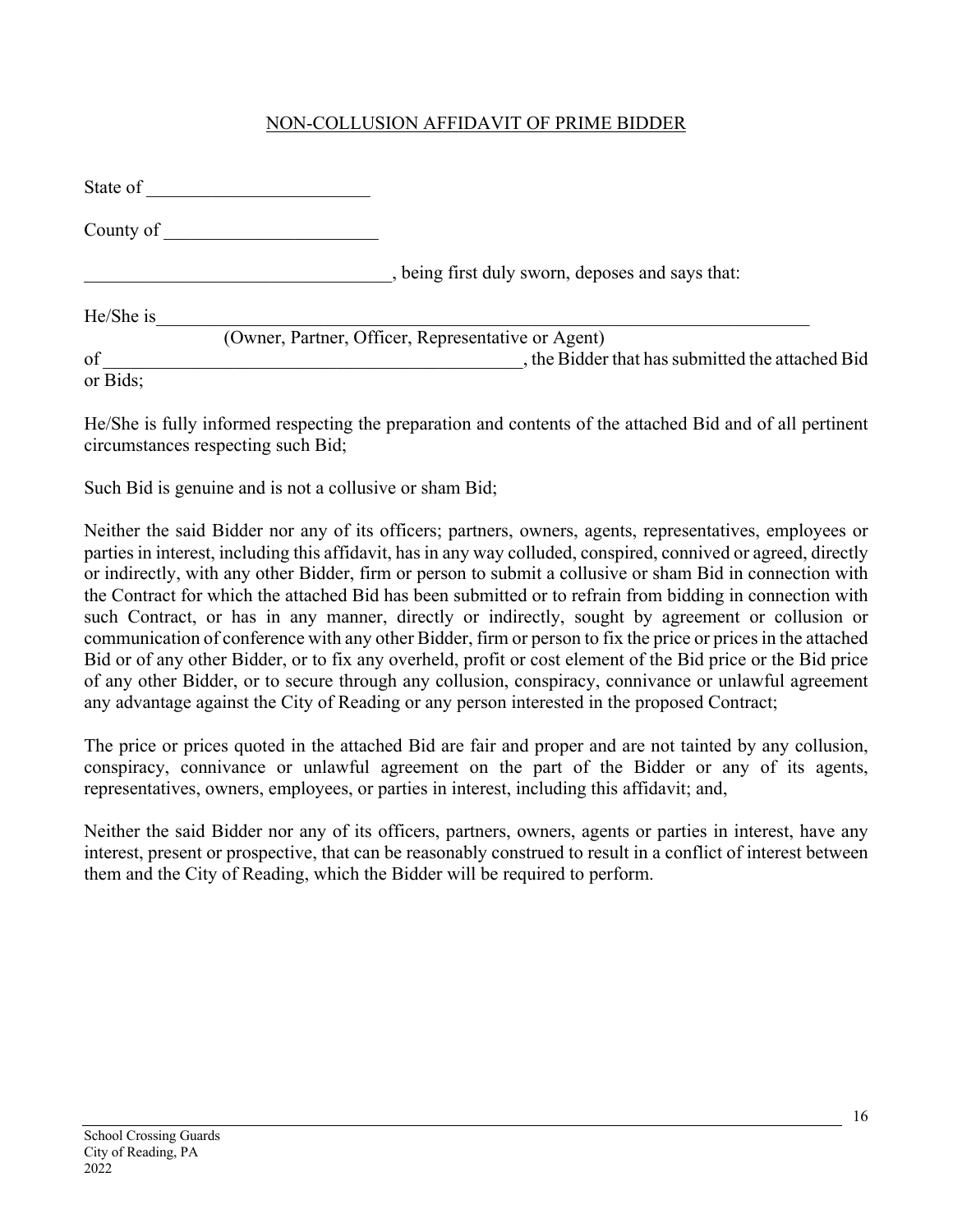## NON-COLLUSION AFFIDAVIT OF PRIME BIDDER

State of ________________________

County of _______________________

_________________________________, being first duly sworn, deposes and says that:

He/She is_________________________________________________________________________
(Owner, Partner, Officer, Representative or Agent)
of _______________________________________________, the Bidder that has submitted the attached Bid or Bids;

He/She is fully informed respecting the preparation and contents of the attached Bid and of all pertinent circumstances respecting such Bid;

Such Bid is genuine and is not a collusive or sham Bid;

Neither the said Bidder nor any of its officers; partners, owners, agents, representatives, employees or parties in interest, including this affidavit, has in any way colluded, conspired, connived or agreed, directly or indirectly, with any other Bidder, firm or person to submit a collusive or sham Bid in connection with the Contract for which the attached Bid has been submitted or to refrain from bidding in connection with such Contract, or has in any manner, directly or indirectly, sought by agreement or collusion or communication of conference with any other Bidder, firm or person to fix the price or prices in the attached Bid or of any other Bidder, or to fix any overheld, profit or cost element of the Bid price or the Bid price of any other Bidder, or to secure through any collusion, conspiracy, connivance or unlawful agreement any advantage against the City of Reading or any person interested in the proposed Contract;

The price or prices quoted in the attached Bid are fair and proper and are not tainted by any collusion, conspiracy, connivance or unlawful agreement on the part of the Bidder or any of its agents, representatives, owners, employees, or parties in interest, including this affidavit; and,

Neither the said Bidder nor any of its officers, partners, owners, agents or parties in interest, have any interest, present or prospective, that can be reasonably construed to result in a conflict of interest between them and the City of Reading, which the Bidder will be required to perform.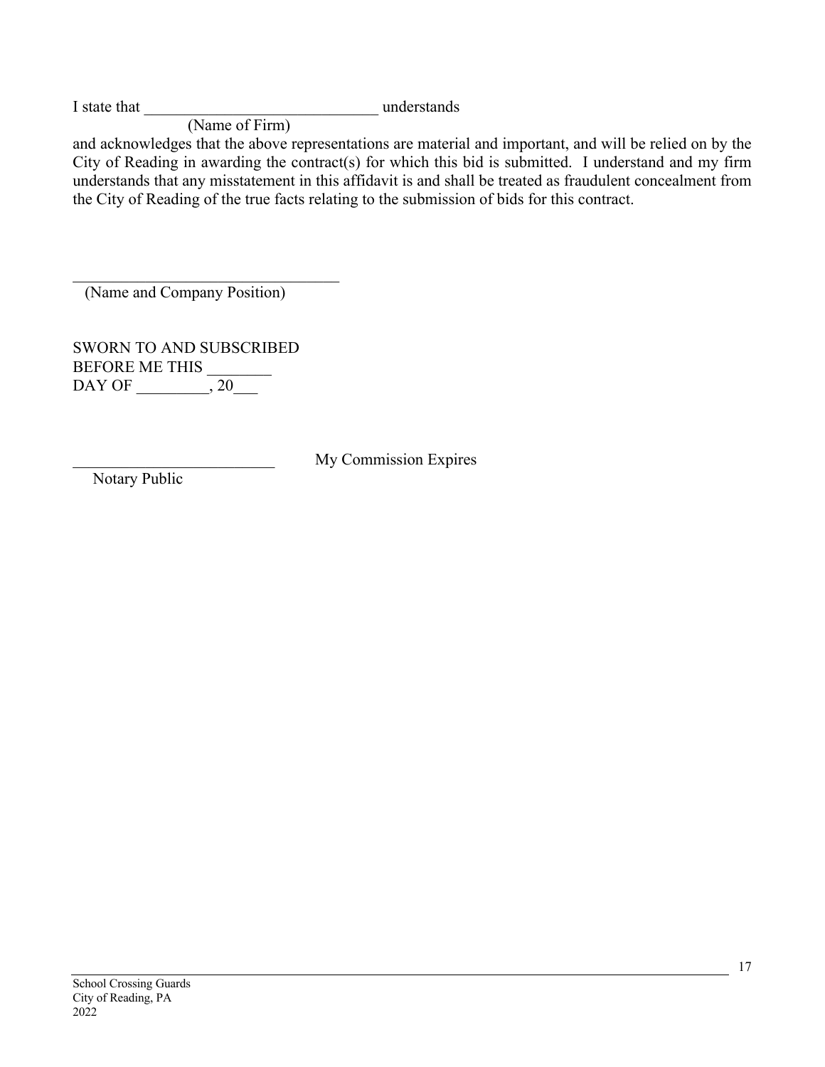I state that _____________________________ understands
(Name of Firm)

and acknowledges that the above representations are material and important, and will be relied on by the City of Reading in awarding the contract(s) for which this bid is submitted. I understand and my firm understands that any misstatement in this affidavit is and shall be treated as fraudulent concealment from the City of Reading of the true facts relating to the submission of bids for this contract.

_________________________________
(Name and Company Position)

SWORN TO AND SUBSCRIBED
BEFORE ME THIS ________
DAY OF _________, 20___

_________________________ My Commission Expires
Notary Public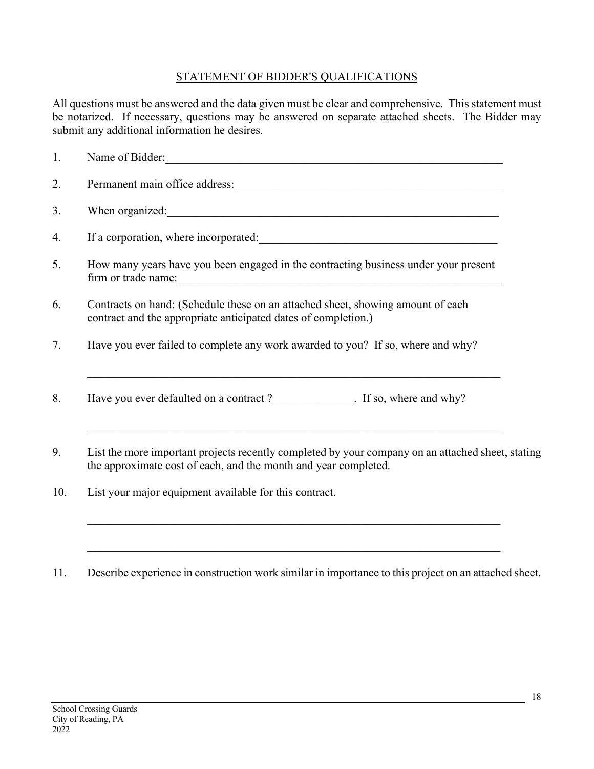## STATEMENT OF BIDDER'S QUALIFICATIONS

All questions must be answered and the data given must be clear and comprehensive. This statement must be notarized. If necessary, questions may be answered on separate attached sheets. The Bidder may submit any additional information he desires.

1. Name of Bidder:_______________________________________________________________

2. Permanent main office address:_____________________________________________

3. When organized:_______________________________________________________________

4. If a corporation, where incorporated:__________________________________________

5. How many years have you been engaged in the contracting business under your present firm or trade name:_______________________________________________________________

6. Contracts on hand: (Schedule these on an attached sheet, showing amount of each contract and the appropriate anticipated dates of completion.)

7. Have you ever failed to complete any work awarded to you? If so, where and why?

   _______________________________________________________________________________

8. Have you ever defaulted on a contract ?______________. If so, where and why?

   _______________________________________________________________________________

9. List the more important projects recently completed by your company on an attached sheet, stating the approximate cost of each, and the month and year completed.

10. List your major equipment available for this contract.

    _______________________________________________________________________________

    _______________________________________________________________________________

11. Describe experience in construction work similar in importance to this project on an attached sheet.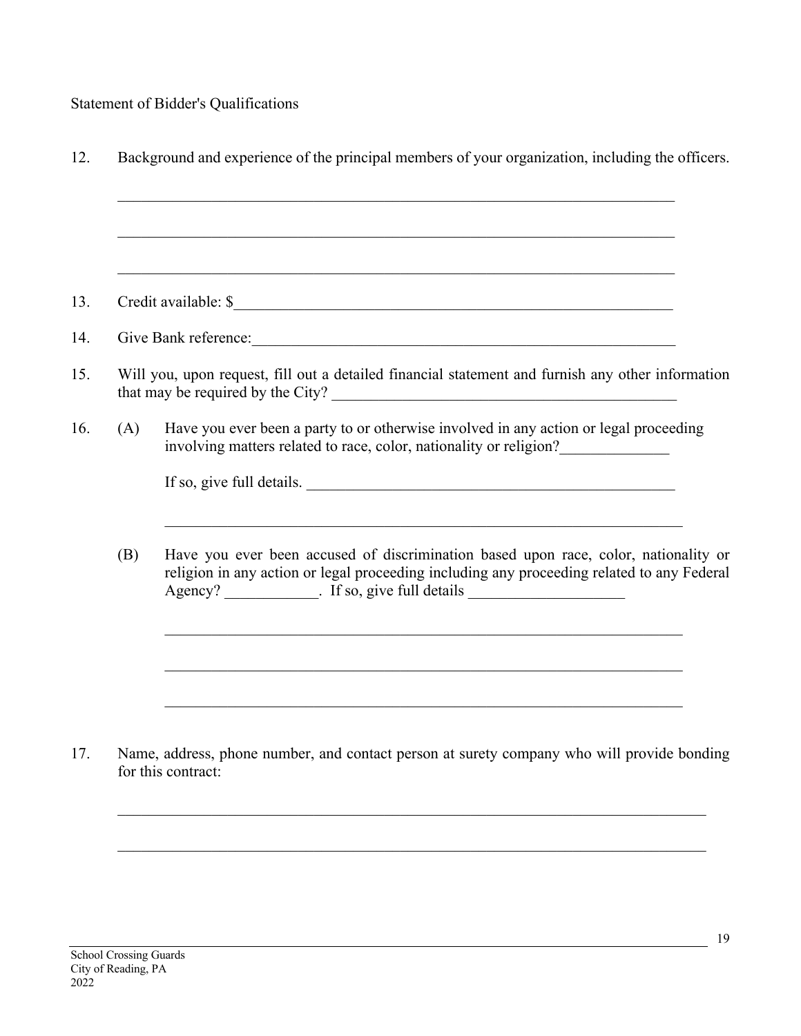Statement of Bidder's Qualifications

12. Background and experience of the principal members of your organization, including the officers.

    ______________________________________________________________________________

    ______________________________________________________________________________

    ______________________________________________________________________________

13. Credit available: $___________________________________________________________

14. Give Bank reference:__________________________________________________________

15. Will you, upon request, fill out a detailed financial statement and furnish any other information that may be required by the City? _____________________________________________

16. (A) Have you ever been a party to or otherwise involved in any action or legal proceeding involving matters related to race, color, nationality or religion?______________

    If so, give full details. ________________________________________________

    ______________________________________________________________________

    (B) Have you ever been accused of discrimination based upon race, color, nationality or religion in any action or legal proceeding including any proceeding related to any Federal Agency? ____________. If so, give full details ____________________

    ______________________________________________________________________

    ______________________________________________________________________

    ______________________________________________________________________

17. Name, address, phone number, and contact person at surety company who will provide bonding for this contract:

    ______________________________________________________________________________

    ______________________________________________________________________________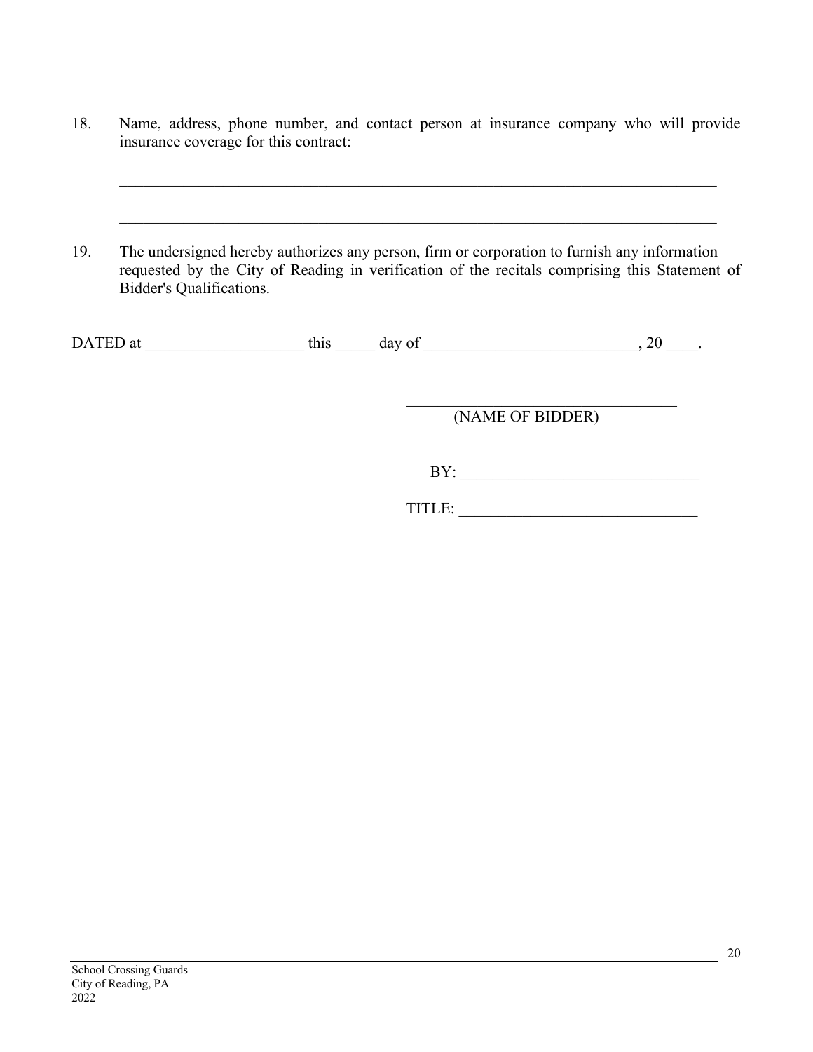18. Name, address, phone number, and contact person at insurance company who will provide insurance coverage for this contract:

    ______________________________________________________________________________

    ______________________________________________________________________________

19. The undersigned hereby authorizes any person, firm or corporation to furnish any information requested by the City of Reading in verification of the recitals comprising this Statement of Bidder's Qualifications.

DATED at ____________________ this _____ day of ___________________________, 20 ____.

___________________________________
(NAME OF BIDDER)

BY: ______________________________

TITLE: ______________________________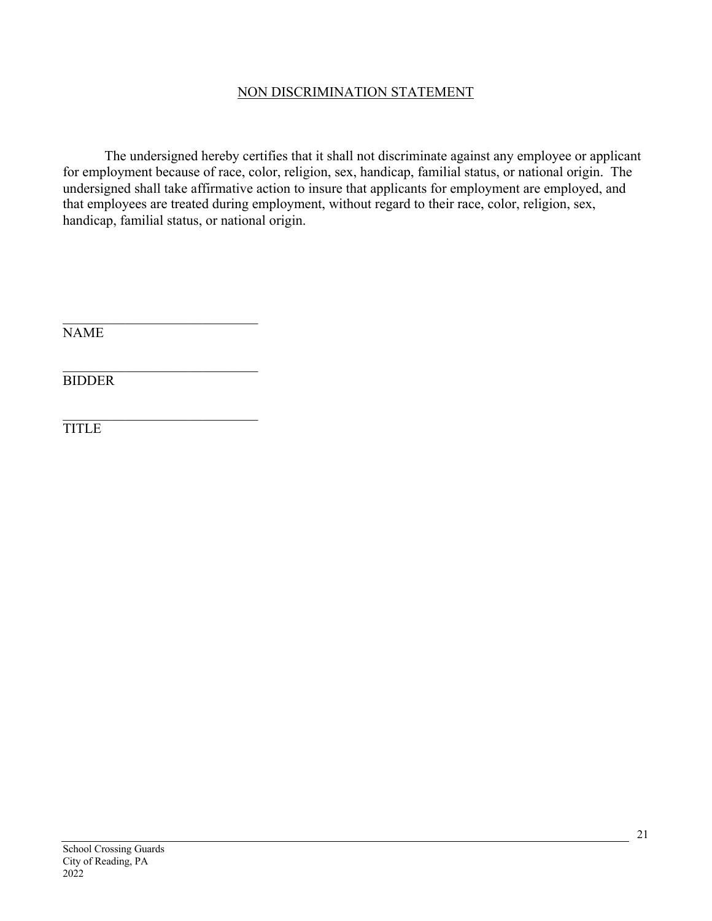## NON DISCRIMINATION STATEMENT

The undersigned hereby certifies that it shall not discriminate against any employee or applicant for employment because of race, color, religion, sex, handicap, familial status, or national origin. The undersigned shall take affirmative action to insure that applicants for employment are employed, and that employees are treated during employment, without regard to their race, color, religion, sex, handicap, familial status, or national origin.

\_\_\_\_\_\_\_\_\_\_\_\_\_\_\_\_\_\_\_\_\_\_\_\_\_\_\_\_\_\_
NAME

\_\_\_\_\_\_\_\_\_\_\_\_\_\_\_\_\_\_\_\_\_\_\_\_\_\_\_\_\_\_
BIDDER

\_\_\_\_\_\_\_\_\_\_\_\_\_\_\_\_\_\_\_\_\_\_\_\_\_\_\_\_\_\_
TITLE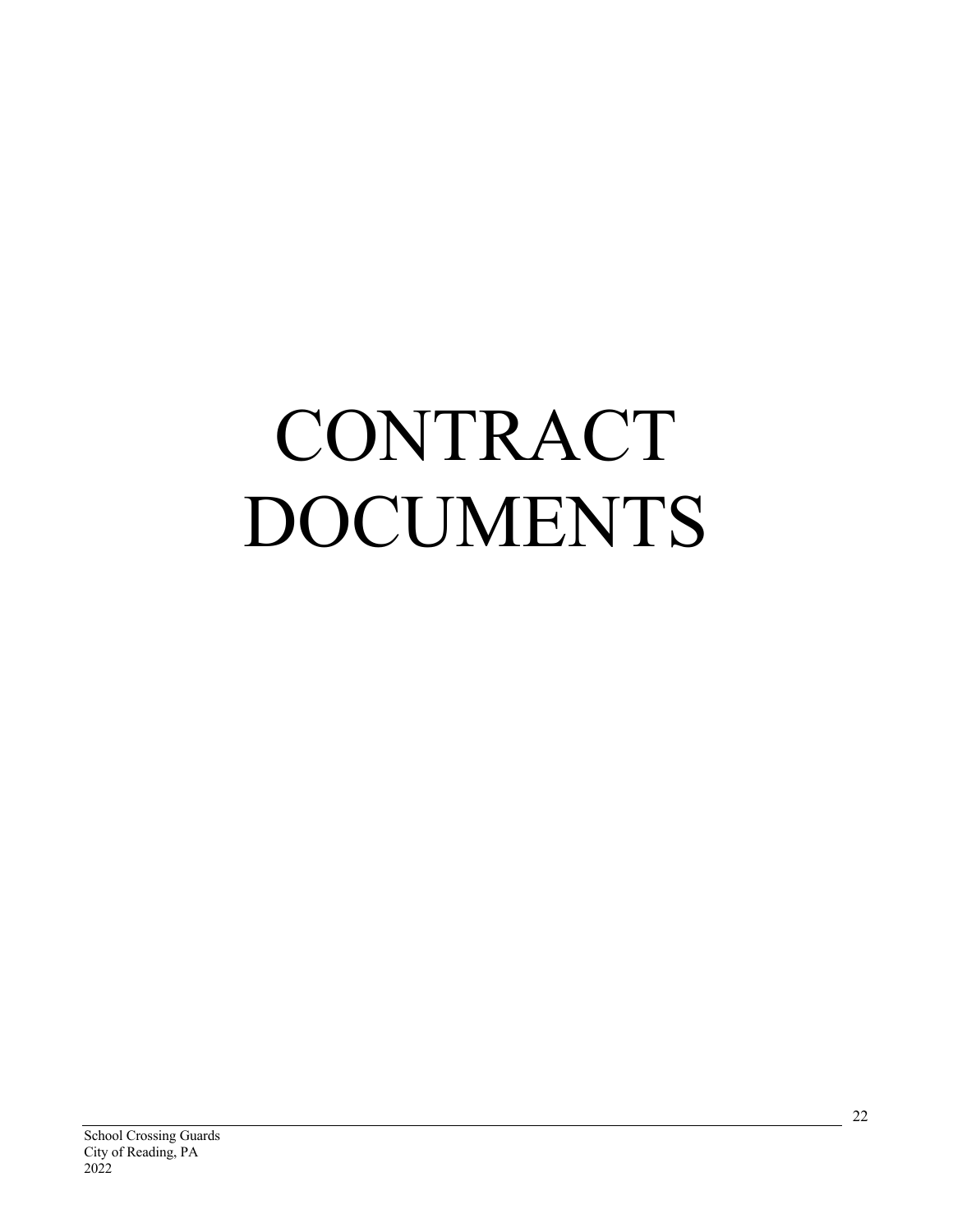# CONTRACT DOCUMENTS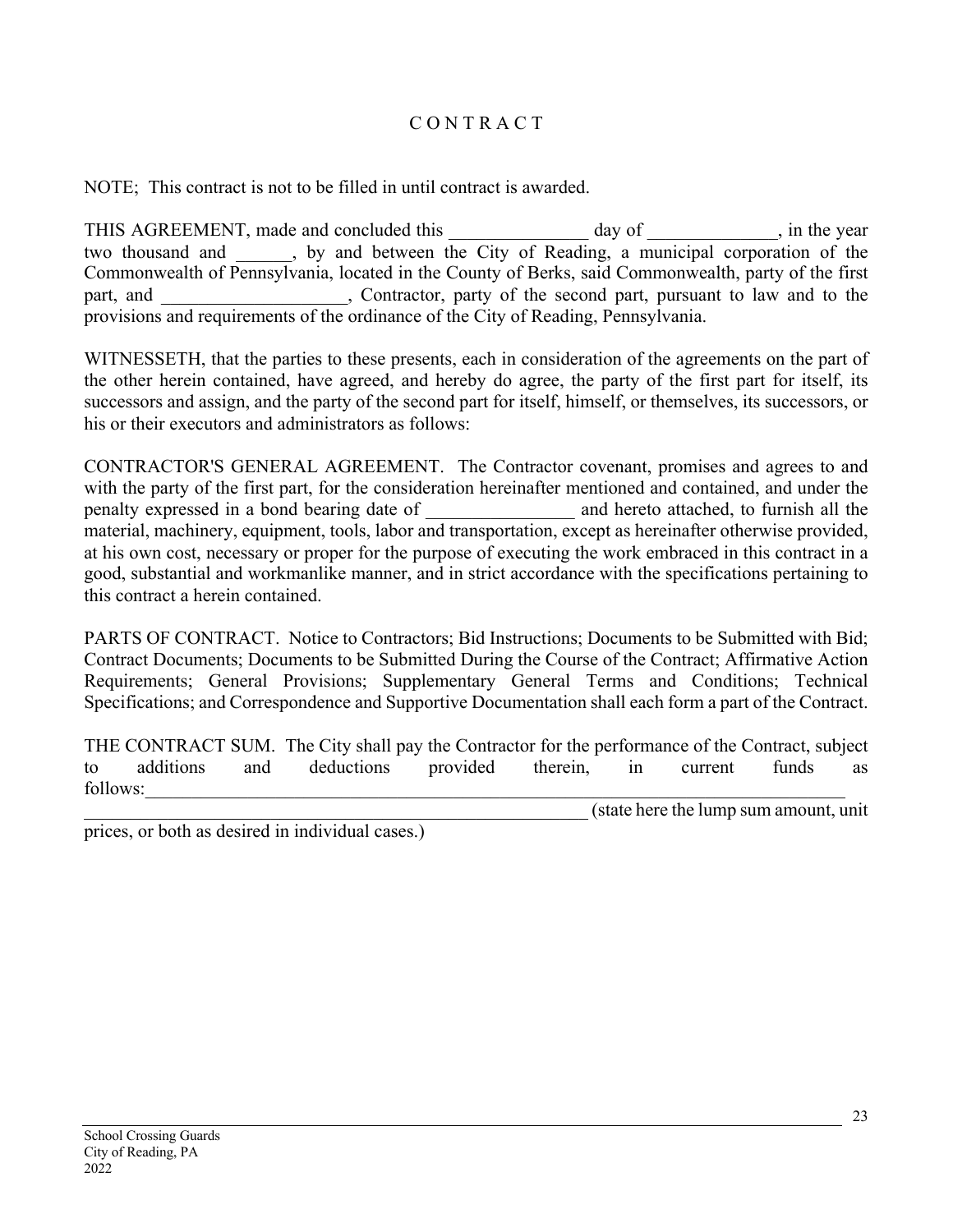# C O N T R A C T

NOTE; This contract is not to be filled in until contract is awarded.

THIS AGREEMENT, made and concluded this _______________ day of ______________, in the year two thousand and ______, by and between the City of Reading, a municipal corporation of the Commonwealth of Pennsylvania, located in the County of Berks, said Commonwealth, party of the first part, and ____________________, Contractor, party of the second part, pursuant to law and to the provisions and requirements of the ordinance of the City of Reading, Pennsylvania.

WITNESSETH, that the parties to these presents, each in consideration of the agreements on the part of the other herein contained, have agreed, and hereby do agree, the party of the first part for itself, its successors and assign, and the party of the second part for itself, himself, or themselves, its successors, or his or their executors and administrators as follows:

CONTRACTOR'S GENERAL AGREEMENT. The Contractor covenant, promises and agrees to and with the party of the first part, for the consideration hereinafter mentioned and contained, and under the penalty expressed in a bond bearing date of ________________ and hereto attached, to furnish all the material, machinery, equipment, tools, labor and transportation, except as hereinafter otherwise provided, at his own cost, necessary or proper for the purpose of executing the work embraced in this contract in a good, substantial and workmanlike manner, and in strict accordance with the specifications pertaining to this contract a herein contained.

PARTS OF CONTRACT. Notice to Contractors; Bid Instructions; Documents to be Submitted with Bid; Contract Documents; Documents to be Submitted During the Course of the Contract; Affirmative Action Requirements; General Provisions; Supplementary General Terms and Conditions; Technical Specifications; and Correspondence and Supportive Documentation shall each form a part of the Contract.

THE CONTRACT SUM. The City shall pay the Contractor for the performance of the Contract, subject to additions and deductions provided therein, in current funds as follows:______________________________________________________________________________
________________________________________________________ (state here the lump sum amount, unit prices, or both as desired in individual cases.)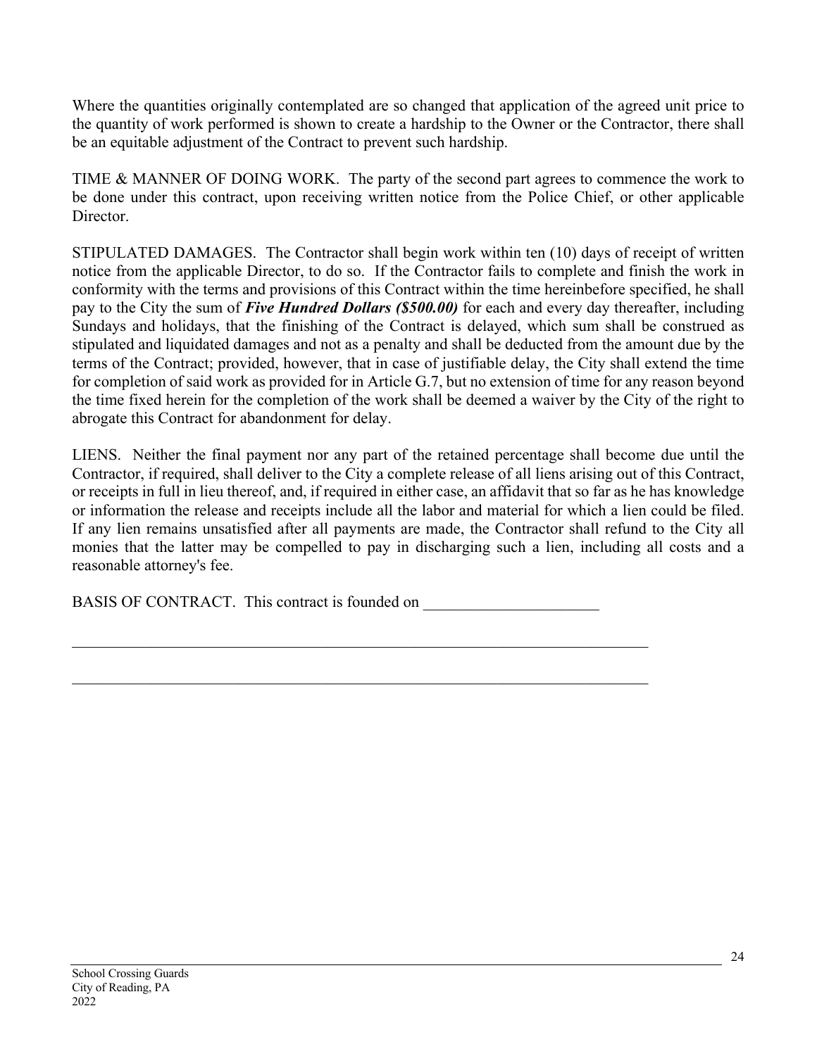Where the quantities originally contemplated are so changed that application of the agreed unit price to the quantity of work performed is shown to create a hardship to the Owner or the Contractor, there shall be an equitable adjustment of the Contract to prevent such hardship.

TIME & MANNER OF DOING WORK. The party of the second part agrees to commence the work to be done under this contract, upon receiving written notice from the Police Chief, or other applicable Director.

STIPULATED DAMAGES. The Contractor shall begin work within ten (10) days of receipt of written notice from the applicable Director, to do so. If the Contractor fails to complete and finish the work in conformity with the terms and provisions of this Contract within the time hereinbefore specified, he shall pay to the City the sum of ***Five Hundred Dollars ($500.00)*** for each and every day thereafter, including Sundays and holidays, that the finishing of the Contract is delayed, which sum shall be construed as stipulated and liquidated damages and not as a penalty and shall be deducted from the amount due by the terms of the Contract; provided, however, that in case of justifiable delay, the City shall extend the time for completion of said work as provided for in Article G.7, but no extension of time for any reason beyond the time fixed herein for the completion of the work shall be deemed a waiver by the City of the right to abrogate this Contract for abandonment for delay.

LIENS. Neither the final payment nor any part of the retained percentage shall become due until the Contractor, if required, shall deliver to the City a complete release of all liens arising out of this Contract, or receipts in full in lieu thereof, and, if required in either case, an affidavit that so far as he has knowledge or information the release and receipts include all the labor and material for which a lien could be filed. If any lien remains unsatisfied after all payments are made, the Contractor shall refund to the City all monies that the latter may be compelled to pay in discharging such a lien, including all costs and a reasonable attorney's fee.

BASIS OF CONTRACT. This contract is founded on ______________________

___________________________________________________________________________

___________________________________________________________________________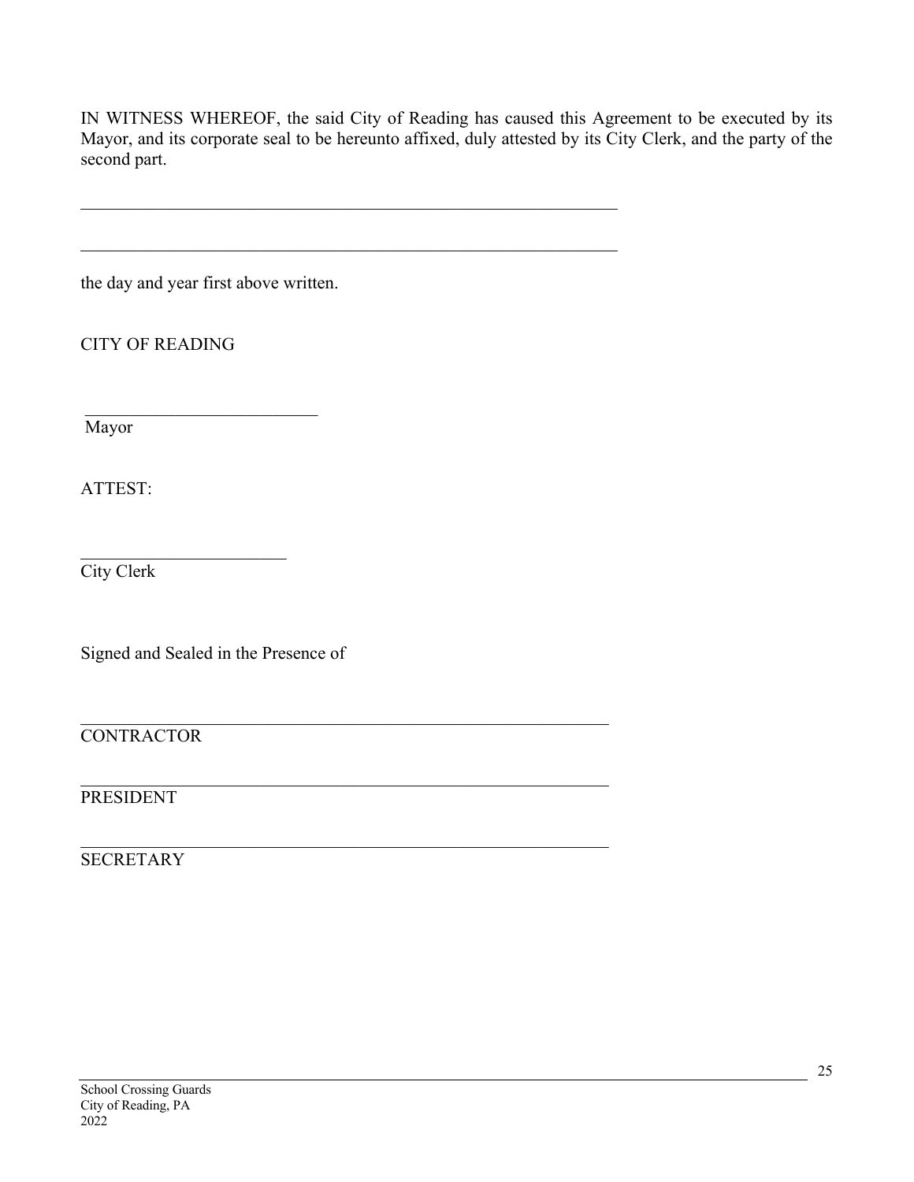IN WITNESS WHEREOF, the said City of Reading has caused this Agreement to be executed by its Mayor, and its corporate seal to be hereunto affixed, duly attested by its City Clerk, and the party of the second part.

______________________________________________________________

______________________________________________________________

the day and year first above written.

CITY OF READING

___________________________
Mayor

ATTEST:

________________________
City Clerk

Signed and Sealed in the Presence of

______________________________________________________________
CONTRACTOR

______________________________________________________________
PRESIDENT

______________________________________________________________
SECRETARY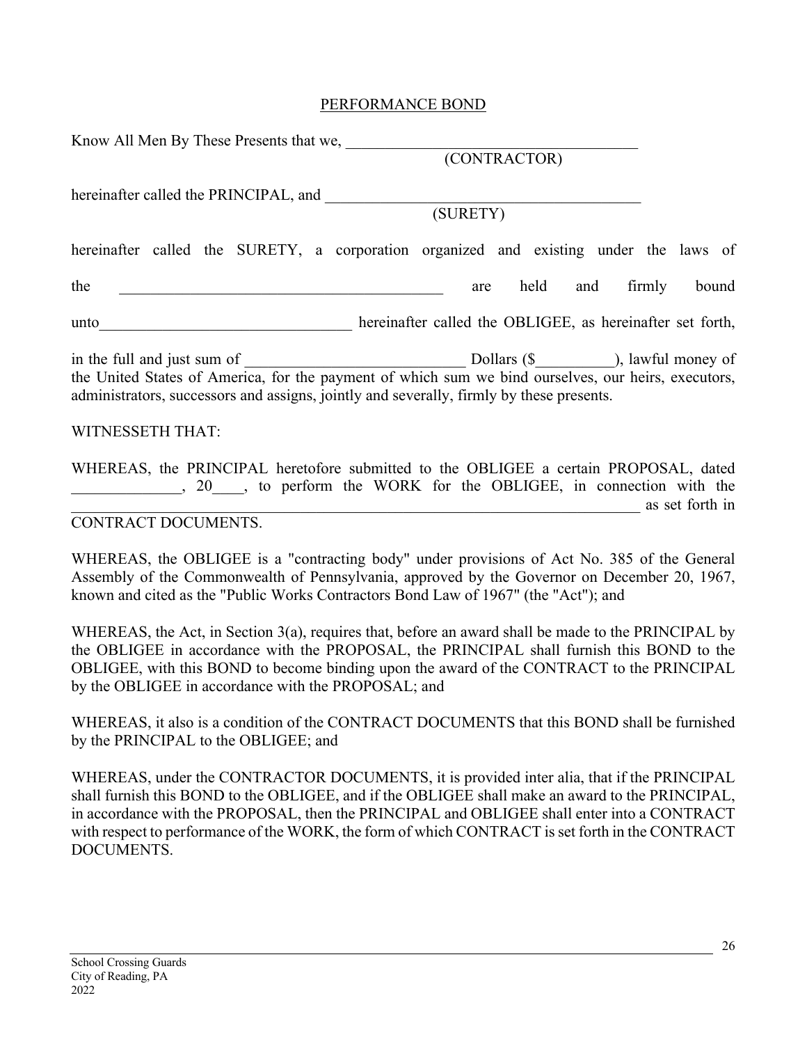# PERFORMANCE BOND

Know All Men By These Presents that we, ______________________________________
(CONTRACTOR)

hereinafter called the PRINCIPAL, and _________________________________________
(SURETY)

hereinafter called the SURETY, a corporation organized and existing under the laws of the __________________________________________ are held and firmly bound unto_________________________________ hereinafter called the OBLIGEE, as hereinafter set forth, in the full and just sum of ____________________________ Dollars ($__________), lawful money of the United States of America, for the payment of which sum we bind ourselves, our heirs, executors, administrators, successors and assigns, jointly and severally, firmly by these presents.

WITNESSETH THAT:

WHEREAS, the PRINCIPAL heretofore submitted to the OBLIGEE a certain PROPOSAL, dated ______________, 20____, to perform the WORK for the OBLIGEE, in connection with the ________________________________________________________________________ as set forth in CONTRACT DOCUMENTS.

WHEREAS, the OBLIGEE is a "contracting body" under provisions of Act No. 385 of the General Assembly of the Commonwealth of Pennsylvania, approved by the Governor on December 20, 1967, known and cited as the "Public Works Contractors Bond Law of 1967" (the "Act"); and

WHEREAS, the Act, in Section 3(a), requires that, before an award shall be made to the PRINCIPAL by the OBLIGEE in accordance with the PROPOSAL, the PRINCIPAL shall furnish this BOND to the OBLIGEE, with this BOND to become binding upon the award of the CONTRACT to the PRINCIPAL by the OBLIGEE in accordance with the PROPOSAL; and

WHEREAS, it also is a condition of the CONTRACT DOCUMENTS that this BOND shall be furnished by the PRINCIPAL to the OBLIGEE; and

WHEREAS, under the CONTRACTOR DOCUMENTS, it is provided inter alia, that if the PRINCIPAL shall furnish this BOND to the OBLIGEE, and if the OBLIGEE shall make an award to the PRINCIPAL, in accordance with the PROPOSAL, then the PRINCIPAL and OBLIGEE shall enter into a CONTRACT with respect to performance of the WORK, the form of which CONTRACT is set forth in the CONTRACT DOCUMENTS.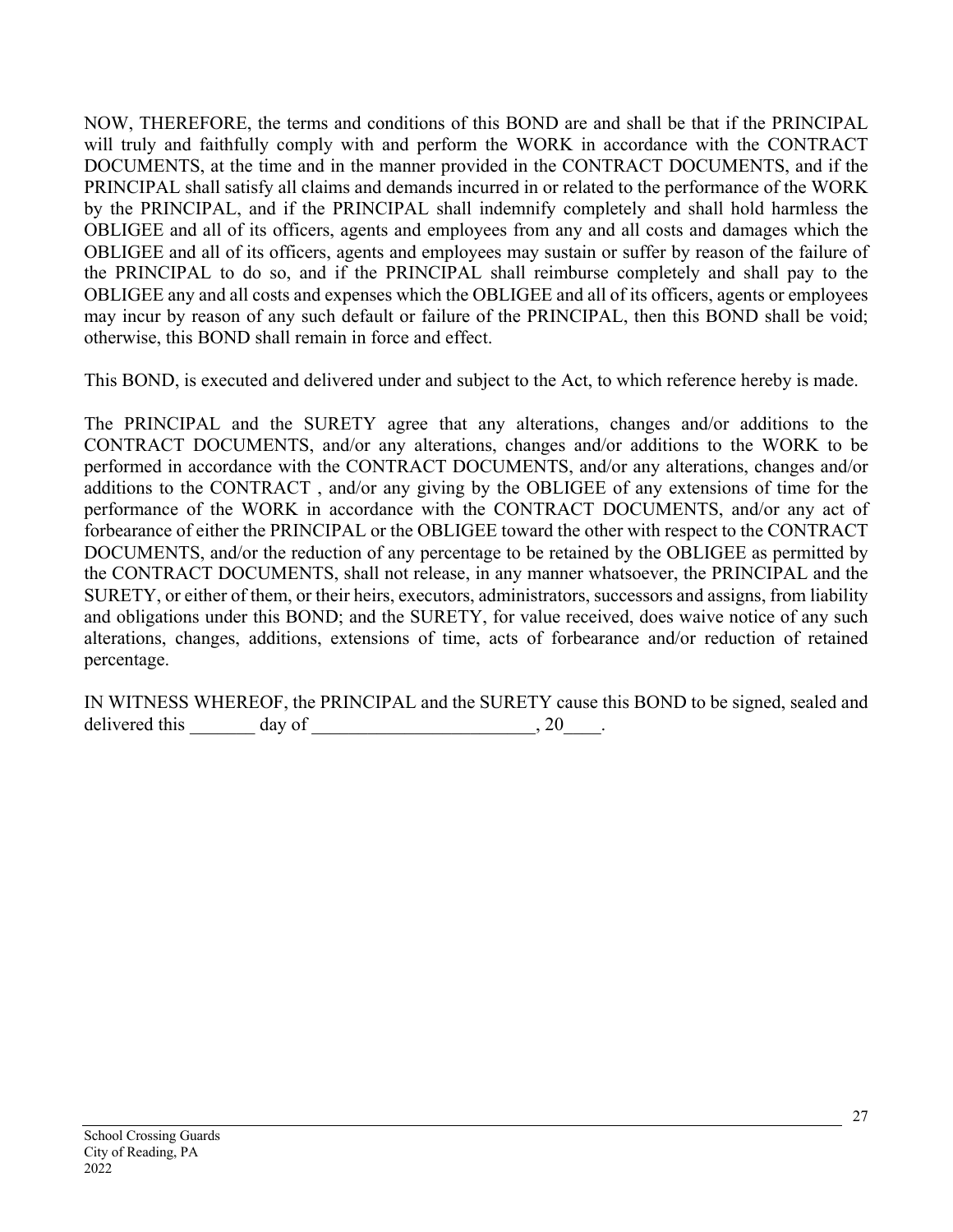NOW, THEREFORE, the terms and conditions of this BOND are and shall be that if the PRINCIPAL will truly and faithfully comply with and perform the WORK in accordance with the CONTRACT DOCUMENTS, at the time and in the manner provided in the CONTRACT DOCUMENTS, and if the PRINCIPAL shall satisfy all claims and demands incurred in or related to the performance of the WORK by the PRINCIPAL, and if the PRINCIPAL shall indemnify completely and shall hold harmless the OBLIGEE and all of its officers, agents and employees from any and all costs and damages which the OBLIGEE and all of its officers, agents and employees may sustain or suffer by reason of the failure of the PRINCIPAL to do so, and if the PRINCIPAL shall reimburse completely and shall pay to the OBLIGEE any and all costs and expenses which the OBLIGEE and all of its officers, agents or employees may incur by reason of any such default or failure of the PRINCIPAL, then this BOND shall be void; otherwise, this BOND shall remain in force and effect.

This BOND, is executed and delivered under and subject to the Act, to which reference hereby is made.

The PRINCIPAL and the SURETY agree that any alterations, changes and/or additions to the CONTRACT DOCUMENTS, and/or any alterations, changes and/or additions to the WORK to be performed in accordance with the CONTRACT DOCUMENTS, and/or any alterations, changes and/or additions to the CONTRACT , and/or any giving by the OBLIGEE of any extensions of time for the performance of the WORK in accordance with the CONTRACT DOCUMENTS, and/or any act of forbearance of either the PRINCIPAL or the OBLIGEE toward the other with respect to the CONTRACT DOCUMENTS, and/or the reduction of any percentage to be retained by the OBLIGEE as permitted by the CONTRACT DOCUMENTS, shall not release, in any manner whatsoever, the PRINCIPAL and the SURETY, or either of them, or their heirs, executors, administrators, successors and assigns, from liability and obligations under this BOND; and the SURETY, for value received, does waive notice of any such alterations, changes, additions, extensions of time, acts of forbearance and/or reduction of retained percentage.

IN WITNESS WHEREOF, the PRINCIPAL and the SURETY cause this BOND to be signed, sealed and delivered this _______ day of ________________________, 20____.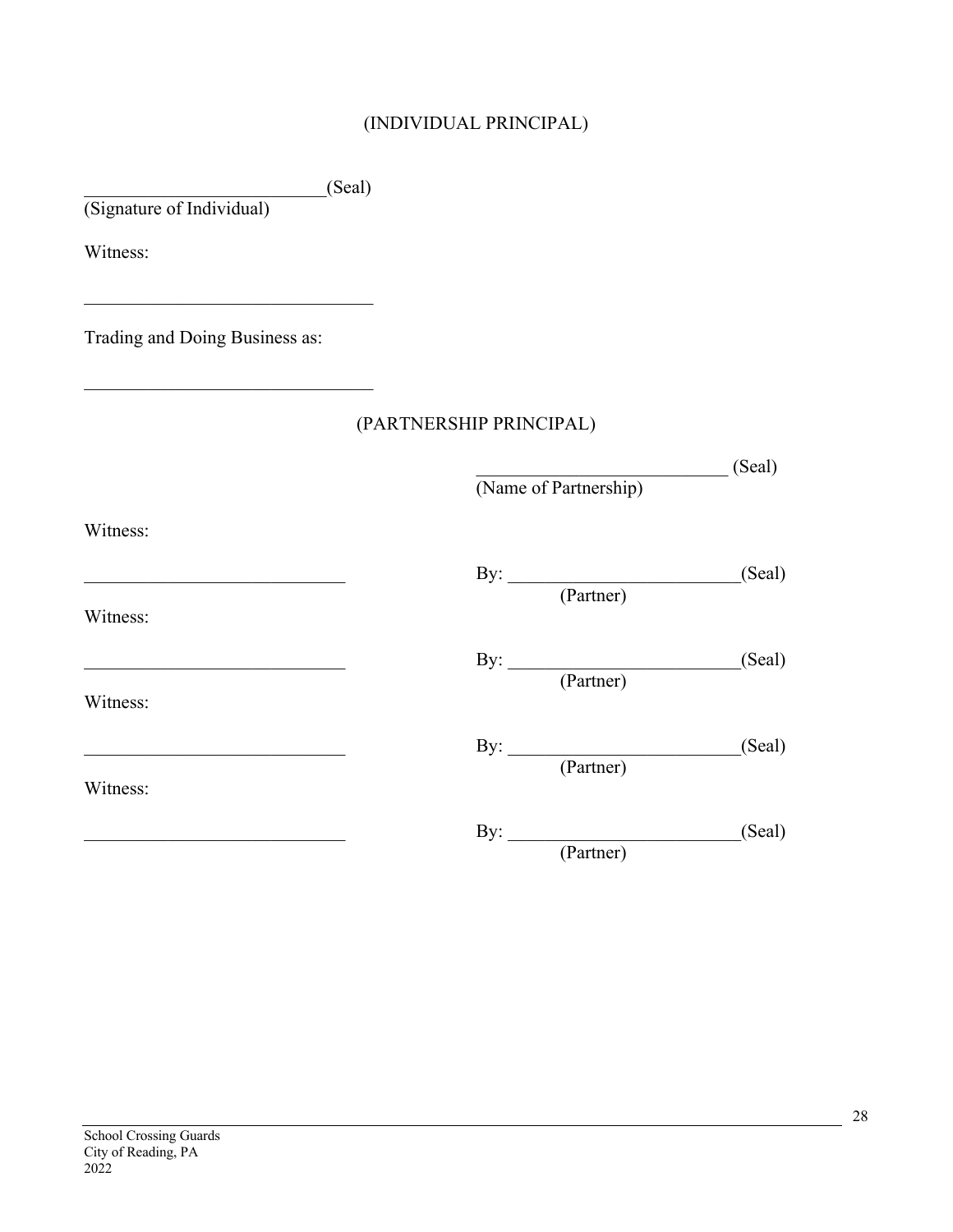(INDIVIDUAL PRINCIPAL)

__________________________(Seal)
(Signature of Individual)

Witness:

_______________________________

Trading and Doing Business as:

_______________________________

(PARTNERSHIP PRINCIPAL)

___________________________ (Seal)
(Name of Partnership)

Witness:

____________________________ By: _________________________(Seal)
(Partner)

Witness:

____________________________ By: _________________________(Seal)
(Partner)

Witness:

____________________________ By: _________________________(Seal)
(Partner)

Witness:

____________________________ By: _________________________(Seal)
(Partner)

School Crossing Guards
City of Reading, PA
2022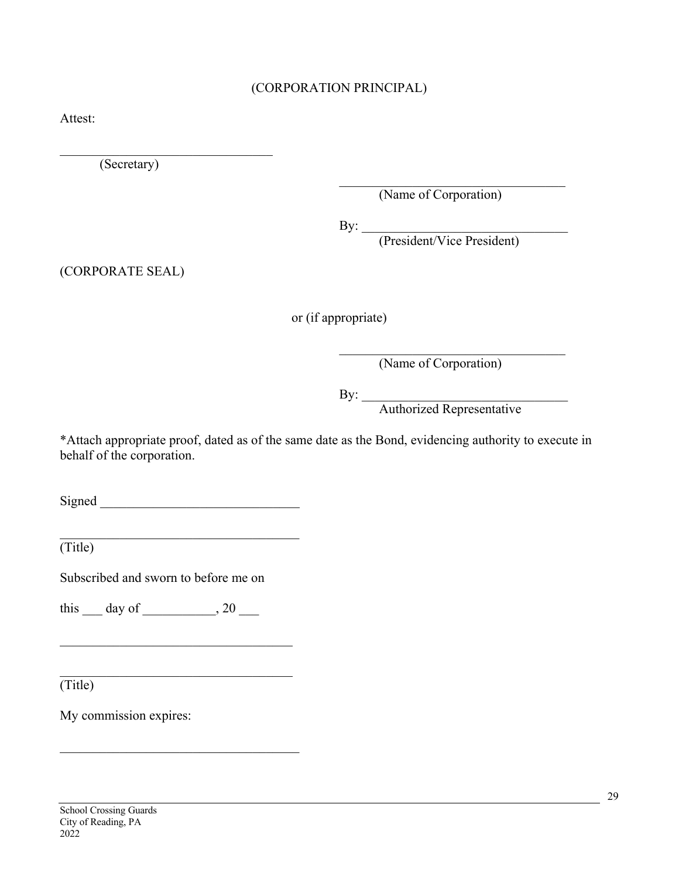(CORPORATION PRINCIPAL)

Attest:

\_\_\_\_\_\_\_\_\_\_\_\_\_\_\_\_\_\_\_\_\_\_\_\_\_\_\_\_\_\_\_\_
(Secretary)

\_\_\_\_\_\_\_\_\_\_\_\_\_\_\_\_\_\_\_\_\_\_\_\_\_\_\_\_\_\_\_\_
(Name of Corporation)

By: \_\_\_\_\_\_\_\_\_\_\_\_\_\_\_\_\_\_\_\_\_\_\_\_\_\_\_\_\_\_\_\_
(President/Vice President)

(CORPORATE SEAL)

or (if appropriate)

\_\_\_\_\_\_\_\_\_\_\_\_\_\_\_\_\_\_\_\_\_\_\_\_\_\_\_\_\_\_\_\_
(Name of Corporation)

By: \_\_\_\_\_\_\_\_\_\_\_\_\_\_\_\_\_\_\_\_\_\_\_\_\_\_\_\_\_\_\_\_
Authorized Representative

*Attach appropriate proof, dated as of the same date as the Bond, evidencing authority to execute in behalf of the corporation.

Signed \_\_\_\_\_\_\_\_\_\_\_\_\_\_\_\_\_\_\_\_\_\_\_\_\_\_\_\_\_\_

\_\_\_\_\_\_\_\_\_\_\_\_\_\_\_\_\_\_\_\_\_\_\_\_\_\_\_\_\_\_\_\_\_\_\_\_
(Title)

Subscribed and sworn to before me on

this \_\_\_ day of \_\_\_\_\_\_\_\_\_\_\_, 20 \_\_\_

\_\_\_\_\_\_\_\_\_\_\_\_\_\_\_\_\_\_\_\_\_\_\_\_\_\_\_\_\_\_\_\_\_\_\_\_

\_\_\_\_\_\_\_\_\_\_\_\_\_\_\_\_\_\_\_\_\_\_\_\_\_\_\_\_\_\_\_\_\_\_\_\_
(Title)

My commission expires:

\_\_\_\_\_\_\_\_\_\_\_\_\_\_\_\_\_\_\_\_\_\_\_\_\_\_\_\_\_\_\_\_\_\_\_\_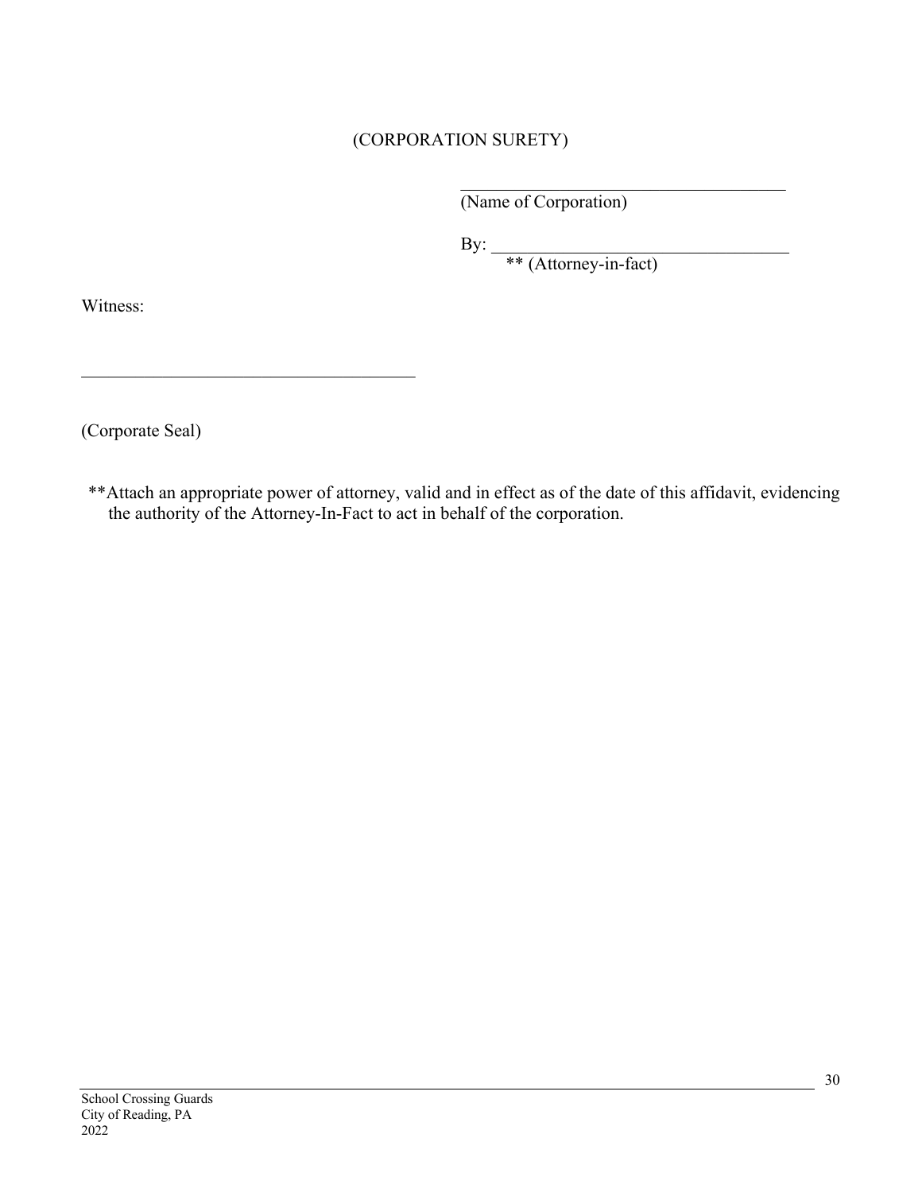(CORPORATION SURETY)

\_\_\_\_\_\_\_\_\_\_\_\_\_\_\_\_\_\_\_\_\_\_\_\_\_\_\_\_\_\_\_\_\_\_\_\_\_\_
(Name of Corporation)

By: \_\_\_\_\_\_\_\_\_\_\_\_\_\_\_\_\_\_\_\_\_\_\_\_\_\_\_\_\_\_\_\_\_\_
** (Attorney-in-fact)

Witness:

\_\_\_\_\_\_\_\_\_\_\_\_\_\_\_\_\_\_\_\_\_\_\_\_\_\_\_\_\_\_\_\_\_\_\_\_\_\_

(Corporate Seal)

**Attach an appropriate power of attorney, valid and in effect as of the date of this affidavit, evidencing the authority of the Attorney-In-Fact to act in behalf of the corporation.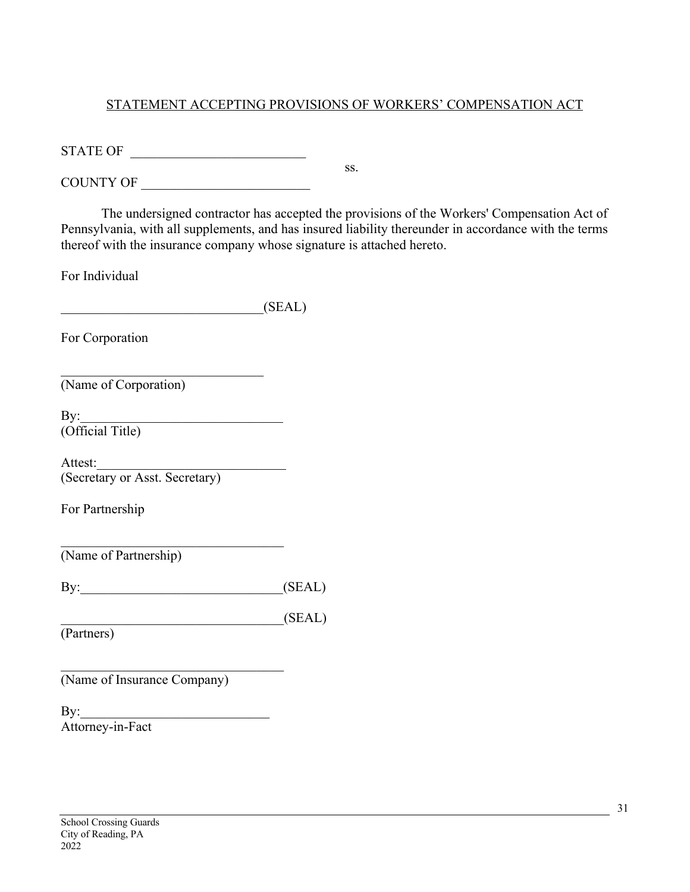STATEMENT ACCEPTING PROVISIONS OF WORKERS' COMPENSATION ACT

STATE OF ___________________________

ss.

COUNTY OF _________________________

The undersigned contractor has accepted the provisions of the Workers' Compensation Act of Pennsylvania, with all supplements, and has insured liability thereunder in accordance with the terms thereof with the insurance company whose signature is attached hereto.

For Individual

______________________________(SEAL)

For Corporation

______________________________
(Name of Corporation)

By:______________________________
(Official Title)

Attest:___________________________
(Secretary or Asst. Secretary)

For Partnership

_________________________________
(Name of Partnership)

By:______________________________(SEAL)

_________________________________(SEAL)
(Partners)

_________________________________
(Name of Insurance Company)

By:____________________________
Attorney-in-Fact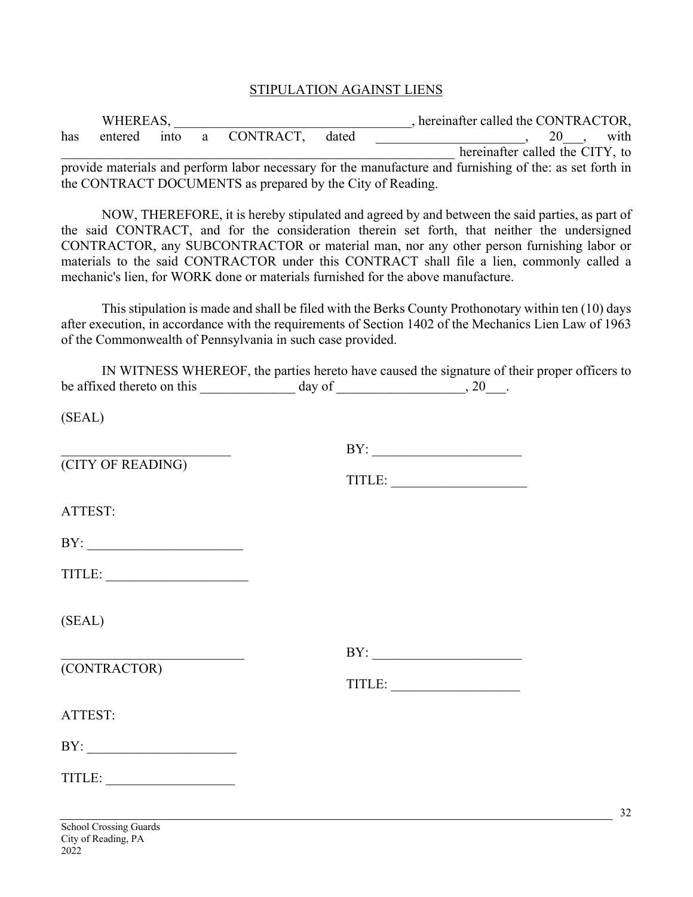# STIPULATION AGAINST LIENS

WHEREAS, ___________________________________, hereinafter called the CONTRACTOR, has entered into a CONTRACT, dated ______________________, 20___, with ____________________________________________________________ hereinafter called the CITY, to provide materials and perform labor necessary for the manufacture and furnishing of the: as set forth in the CONTRACT DOCUMENTS as prepared by the City of Reading.

NOW, THEREFORE, it is hereby stipulated and agreed by and between the said parties, as part of the said CONTRACT, and for the consideration therein set forth, that neither the undersigned CONTRACTOR, any SUBCONTRACTOR or material man, nor any other person furnishing labor or materials to the said CONTRACTOR under this CONTRACT shall file a lien, commonly called a mechanic's lien, for WORK done or materials furnished for the above manufacture.

This stipulation is made and shall be filed with the Berks County Prothonotary within ten (10) days after execution, in accordance with the requirements of Section 1402 of the Mechanics Lien Law of 1963 of the Commonwealth of Pennsylvania in such case provided.

IN WITNESS WHEREOF, the parties hereto have caused the signature of their proper officers to be affixed thereto on this ______________ day of ___________________, 20___.

(SEAL)

_________________________ BY: ______________________
(CITY OF READING)

TITLE: ____________________

ATTEST:

BY: _______________________

TITLE: _____________________

(SEAL)

__________________________ BY: ______________________
(CONTRACTOR)

TITLE: ___________________

ATTEST:

BY: ______________________

TITLE: ___________________

School Crossing Guards
City of Reading, PA
2022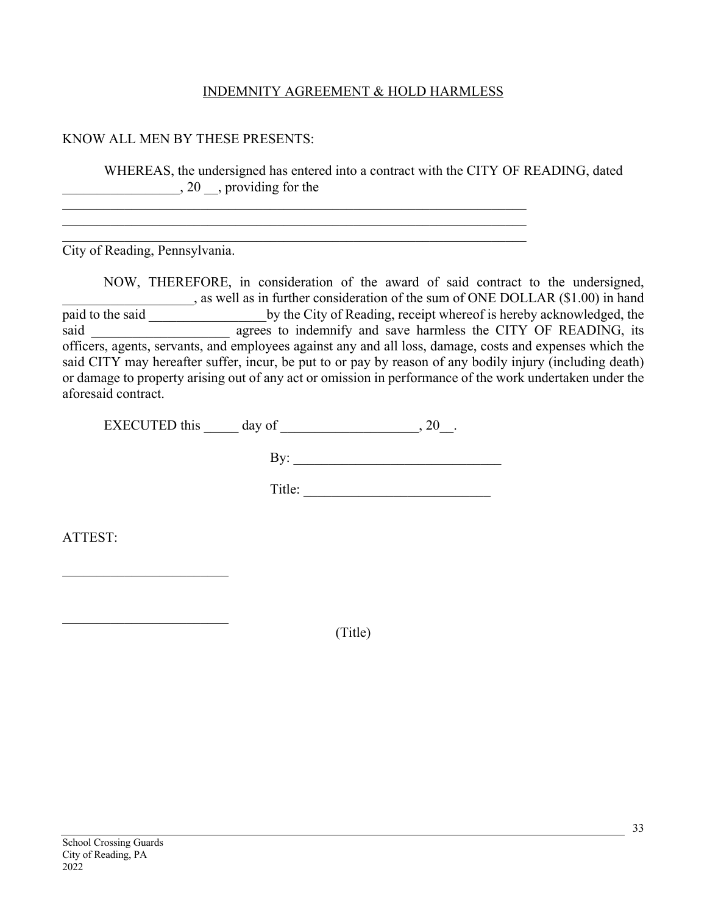<u>INDEMNITY AGREEMENT & HOLD HARMLESS</u>

KNOW ALL MEN BY THESE PRESENTS:

WHEREAS, the undersigned has entered into a contract with the CITY OF READING, dated _________________, 20 __, providing for the

___________________________________________________________________________
___________________________________________________________________________
___________________________________________________________________________
City of Reading, Pennsylvania.

NOW, THEREFORE, in consideration of the award of said contract to the undersigned, ___________________, as well as in further consideration of the sum of ONE DOLLAR ($1.00) in hand paid to the said _________________by the City of Reading, receipt whereof is hereby acknowledged, the said ____________________ agrees to indemnify and save harmless the CITY OF READING, its officers, agents, servants, and employees against any and all loss, damage, costs and expenses which the said CITY may hereafter suffer, incur, be put to or pay by reason of any bodily injury (including death) or damage to property arising out of any act or omission in performance of the work undertaken under the aforesaid contract.

EXECUTED this _____ day of ____________________, 20__.

By: ______________________________

Title: ___________________________

ATTEST:

________________________

________________________

(Title)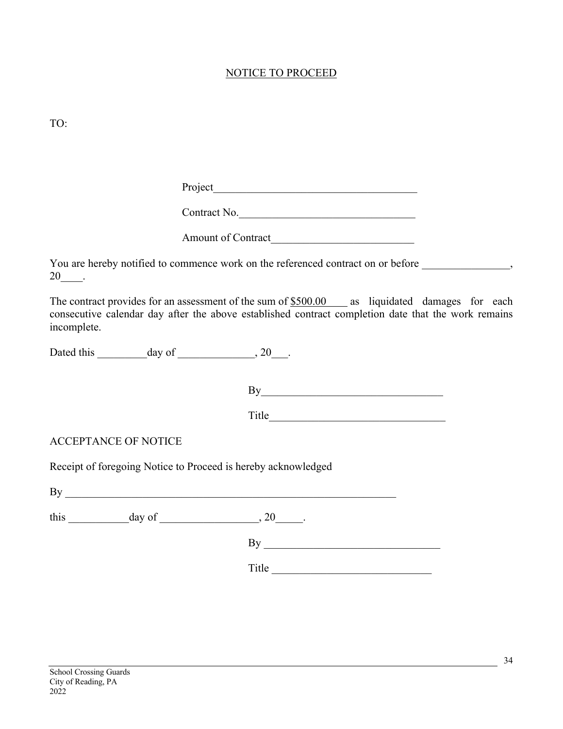# NOTICE TO PROCEED

TO:

Project_____________________________________

Contract No.________________________________

Amount of Contract__________________________

You are hereby notified to commence work on the referenced contract on or before ________________, 20____.

The contract provides for an assessment of the sum of $500.00____ as liquidated damages for each consecutive calendar day after the above established contract completion date that the work remains incomplete.

Dated this _________day of ______________, 20___.

By_________________________________

Title________________________________

ACCEPTANCE OF NOTICE

Receipt of foregoing Notice to Proceed is hereby acknowledged

By _______________________________________________________________

this ___________day of __________________, 20_____.

By ________________________________

Title _____________________________